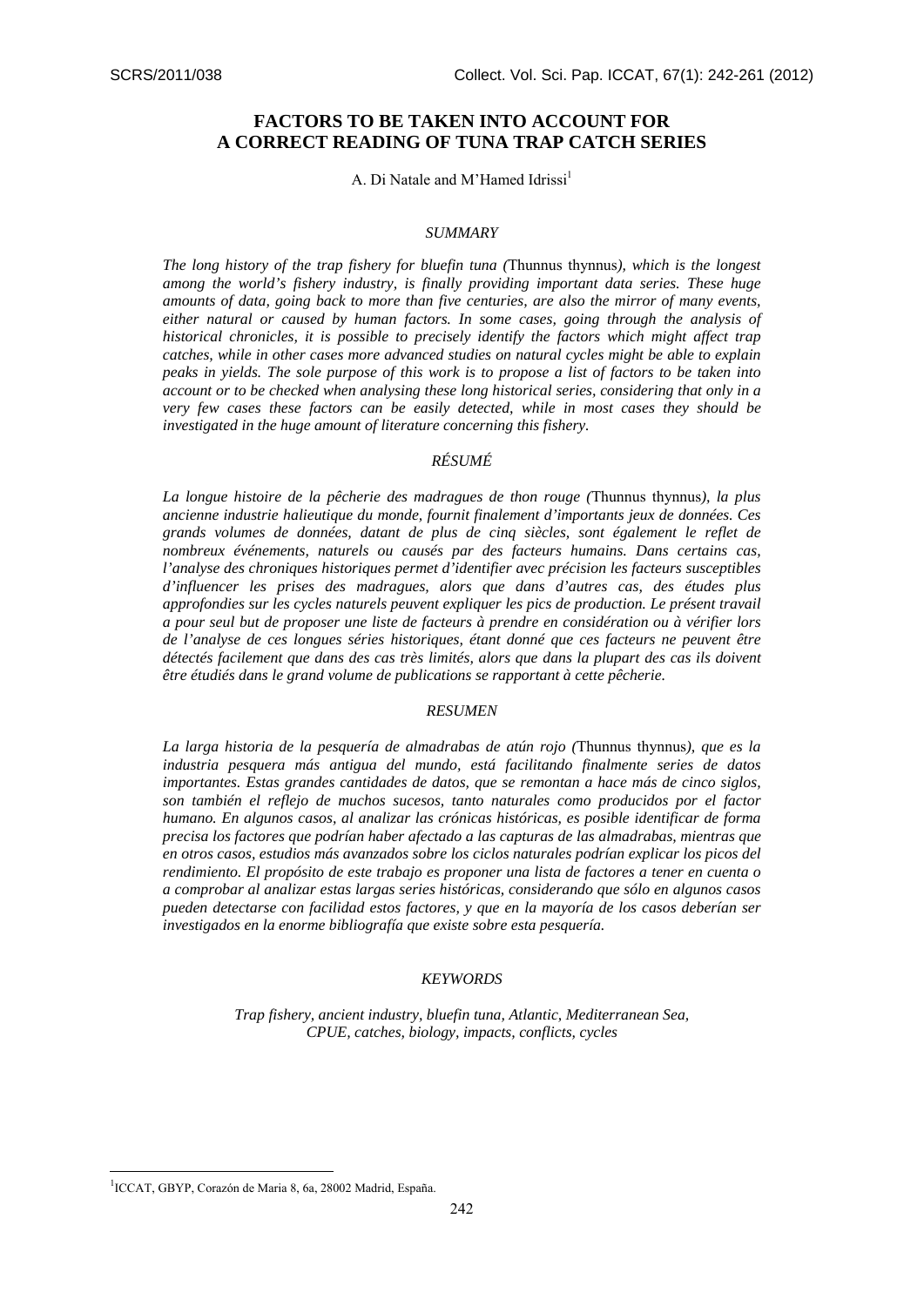# FACTORS TO BE TAKEN INTO ACCOUNT FOR A CORRECT READING OF TUNA TRAP CATCH SERIES

A. Di Natale and M'Hamed Idrissi[1]

## *SUMMARY*

*The long history of the trap fishery for bluefin tuna (*Thunnus thynnus*), which is the longest among the world's fishery industry, is finally providing important data series. These huge amounts of data, going back to more than five centuries, are also the mirror of many events, either natural or caused by human factors. In some cases, going through the analysis of historical chronicles, it is possible to precisely identify the factors which might affect trap catches, while in other cases more advanced studies on natural cycles might be able to explain peaks in yields. The sole purpose of this work is to propose a list of factors to be taken into account or to be checked when analysing these long historical series, considering that only in a very few cases these factors can be easily detected, while in most cases they should be investigated in the huge amount of literature concerning this fishery.*

## *RÉSUMÉ*

*La longue histoire de la pêcherie des madragues de thon rouge (*Thunnus thynnus*), la plus ancienne industrie halieutique du monde, fournit finalement d'importants jeux de données. Ces grands volumes de données, datant de plus de cinq siècles, sont également le reflet de nombreux événements, naturels ou causés par des facteurs humains. Dans certains cas, l'analyse des chroniques historiques permet d'identifier avec précision les facteurs susceptibles d'influencer les prises des madragues, alors que dans d'autres cas, des études plus approfondies sur les cycles naturels peuvent expliquer les pics de production. Le présent travail a pour seul but de proposer une liste de facteurs à prendre en considération ou à vérifier lors de l'analyse de ces longues séries historiques, étant donné que ces facteurs ne peuvent être détectés facilement que dans des cas très limités, alors que dans la plupart des cas ils doivent être étudiés dans le grand volume de publications se rapportant à cette pêcherie.*

## *RESUMEN*

*La larga historia de la pesquería de almadrabas de atún rojo (*Thunnus thynnus*), que es la industria pesquera más antigua del mundo, está facilitando finalmente series de datos importantes. Estas grandes cantidades de datos, que se remontan a hace más de cinco siglos, son también el reflejo de muchos sucesos, tanto naturales como producidos por el factor humano. En algunos casos, al analizar las crónicas históricas, es posible identificar de forma precisa los factores que podrían haber afectado a las capturas de las almadrabas, mientras que en otros casos, estudios más avanzados sobre los ciclos naturales podrían explicar los picos del rendimiento. El propósito de este trabajo es proponer una lista de factores a tener en cuenta o a comprobar al analizar estas largas series históricas, considerando que sólo en algunos casos pueden detectarse con facilidad estos factores, y que en la mayoría de los casos deberían ser investigados en la enorme bibliografía que existe sobre esta pesquería.*

## *KEYWORDS*

*Trap fishery, ancient industry, bluefin tuna, Atlantic, Mediterranean Sea, CPUE, catches, biology, impacts, conflicts, cycles*

---

[1] ICCAT, GBYP, Corazón de Maria 8, 6a, 28002 Madrid, España.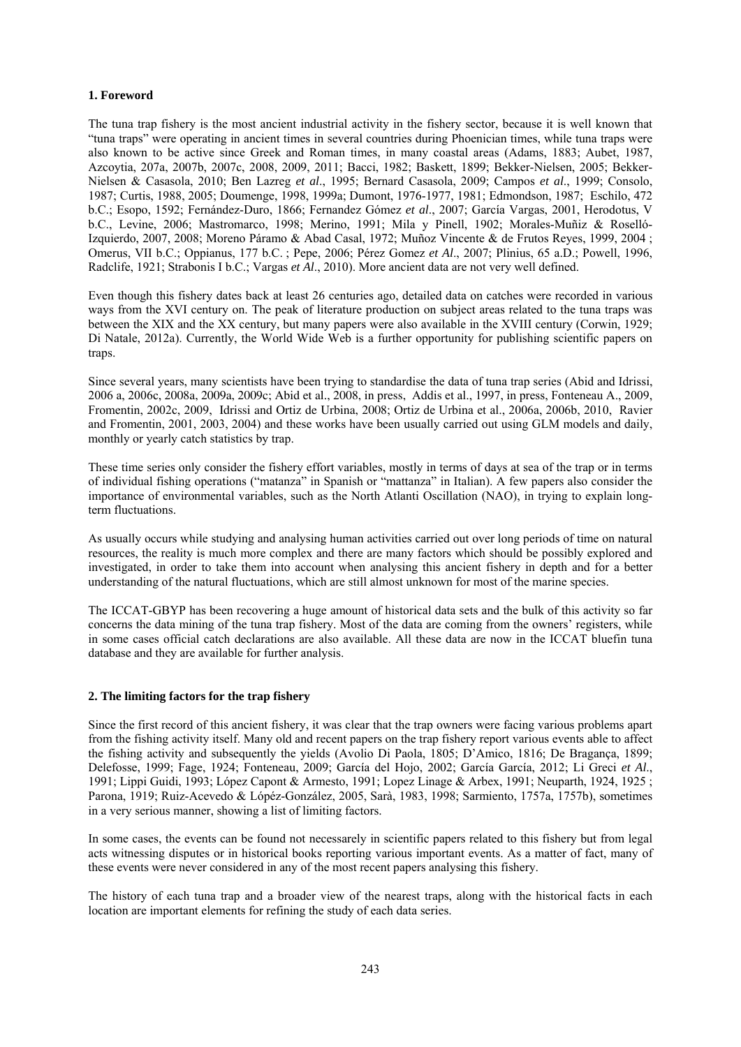## 1. Foreword

The tuna trap fishery is the most ancient industrial activity in the fishery sector, because it is well known that "tuna traps" were operating in ancient times in several countries during Phoenician times, while tuna traps were also known to be active since Greek and Roman times, in many coastal areas (Adams, 1883; Aubet, 1987, Azcoytia, 207a, 2007b, 2007c, 2008, 2009, 2011; Bacci, 1982; Baskett, 1899; Bekker-Nielsen, 2005; Bekker-Nielsen & Casasola, 2010; Ben Lazreg *et al*., 1995; Bernard Casasola, 2009; Campos *et al*., 1999; Consolo, 1987; Curtis, 1988, 2005; Doumenge, 1998, 1999a; Dumont, 1976-1977, 1981; Edmondson, 1987; Eschilo, 472 b.C.; Esopo, 1592; Fernández-Duro, 1866; Fernandez Gómez *et al*., 2007; García Vargas, 2001, Herodotus, V b.C., Levine, 2006; Mastromarco, 1998; Merino, 1991; Mila y Pinell, 1902; Morales-Muñiz & Roselló-Izquierdo, 2007, 2008; Moreno Páramo & Abad Casal, 1972; Muñoz Vincente & de Frutos Reyes, 1999, 2004 ; Omerus, VII b.C.; Oppianus, 177 b.C. ; Pepe, 2006; Pérez Gomez *et Al*., 2007; Plinius, 65 a.D.; Powell, 1996, Radclife, 1921; Strabonis I b.C.; Vargas *et Al*., 2010). More ancient data are not very well defined.

Even though this fishery dates back at least 26 centuries ago, detailed data on catches were recorded in various ways from the XVI century on. The peak of literature production on subject areas related to the tuna traps was between the XIX and the XX century, but many papers were also available in the XVIII century (Corwin, 1929; Di Natale, 2012a). Currently, the World Wide Web is a further opportunity for publishing scientific papers on traps.

Since several years, many scientists have been trying to standardise the data of tuna trap series (Abid and Idrissi, 2006 a, 2006c, 2008a, 2009a, 2009c; Abid et al., 2008, in press, Addis et al., 1997, in press, Fonteneau A., 2009, Fromentin, 2002c, 2009, Idrissi and Ortiz de Urbina, 2008; Ortiz de Urbina et al., 2006a, 2006b, 2010, Ravier and Fromentin, 2001, 2003, 2004) and these works have been usually carried out using GLM models and daily, monthly or yearly catch statistics by trap.

These time series only consider the fishery effort variables, mostly in terms of days at sea of the trap or in terms of individual fishing operations ("matanza" in Spanish or "mattanza" in Italian). A few papers also consider the importance of environmental variables, such as the North Atlanti Oscillation (NAO), in trying to explain long-term fluctuations.

As usually occurs while studying and analysing human activities carried out over long periods of time on natural resources, the reality is much more complex and there are many factors which should be possibly explored and investigated, in order to take them into account when analysing this ancient fishery in depth and for a better understanding of the natural fluctuations, which are still almost unknown for most of the marine species.

The ICCAT-GBYP has been recovering a huge amount of historical data sets and the bulk of this activity so far concerns the data mining of the tuna trap fishery. Most of the data are coming from the owners' registers, while in some cases official catch declarations are also available. All these data are now in the ICCAT bluefin tuna database and they are available for further analysis.

## 2. The limiting factors for the trap fishery

Since the first record of this ancient fishery, it was clear that the trap owners were facing various problems apart from the fishing activity itself. Many old and recent papers on the trap fishery report various events able to affect the fishing activity and subsequently the yields (Avolio Di Paola, 1805; D'Amico, 1816; De Bragança, 1899; Delefosse, 1999; Fage, 1924; Fonteneau, 2009; García del Hojo, 2002; García García, 2012; Li Greci *et Al*., 1991; Lippi Guidi, 1993; López Capont & Armesto, 1991; Lopez Linage & Arbex, 1991; Neuparth, 1924, 1925 ; Parona, 1919; Ruiz-Acevedo & Lópéz-González, 2005, Sarà, 1983, 1998; Sarmiento, 1757a, 1757b), sometimes in a very serious manner, showing a list of limiting factors.

In some cases, the events can be found not necessarely in scientific papers related to this fishery but from legal acts witnessing disputes or in historical books reporting various important events. As a matter of fact, many of these events were never considered in any of the most recent papers analysing this fishery.

The history of each tuna trap and a broader view of the nearest traps, along with the historical facts in each location are important elements for refining the study of each data series.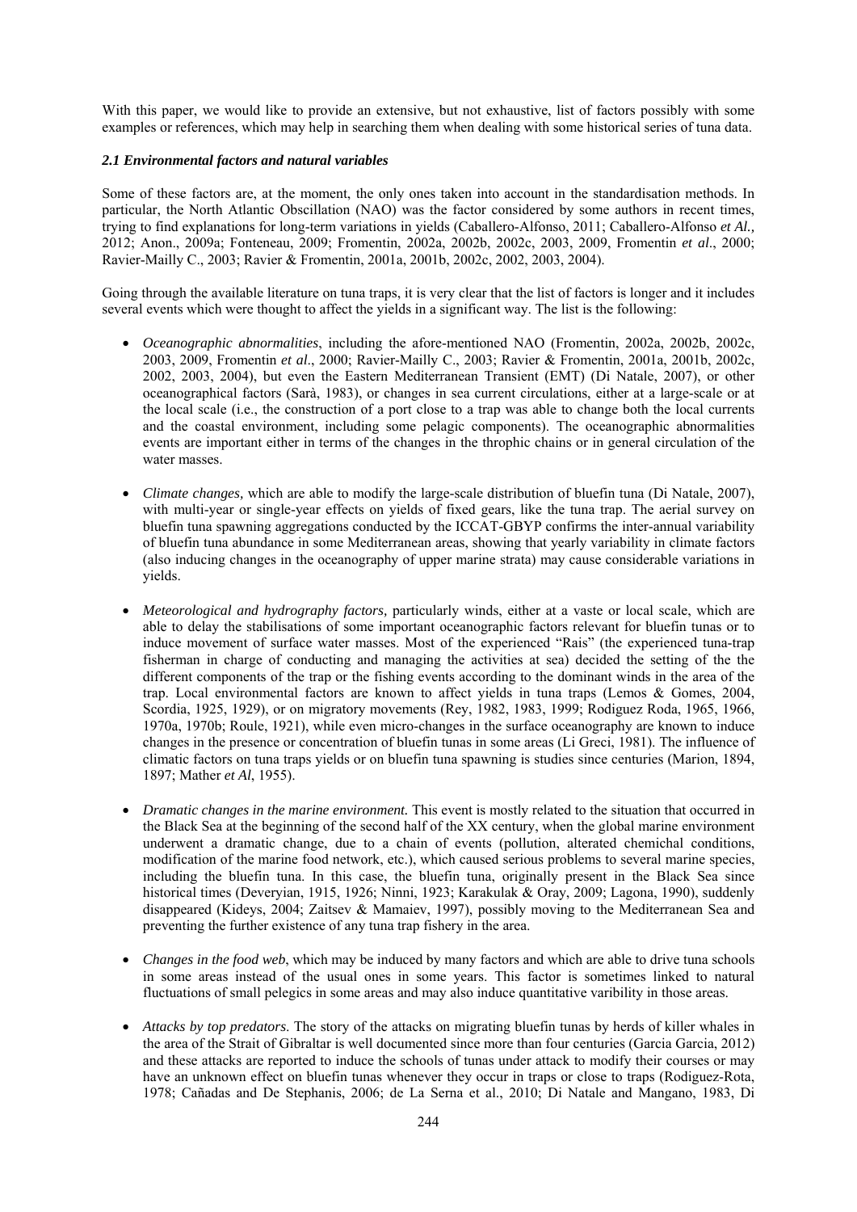With this paper, we would like to provide an extensive, but not exhaustive, list of factors possibly with some examples or references, which may help in searching them when dealing with some historical series of tuna data.

### *2.1 Environmental factors and natural variables*

Some of these factors are, at the moment, the only ones taken into account in the standardisation methods. In particular, the North Atlantic Obscillation (NAO) was the factor considered by some authors in recent times, trying to find explanations for long-term variations in yields (Caballero-Alfonso, 2011; Caballero-Alfonso *et Al.,* 2012; Anon., 2009a; Fonteneau, 2009; Fromentin, 2002a, 2002b, 2002c, 2003, 2009, Fromentin *et al*., 2000; Ravier-Mailly C., 2003; Ravier & Fromentin, 2001a, 2001b, 2002c, 2002, 2003, 2004).

Going through the available literature on tuna traps, it is very clear that the list of factors is longer and it includes several events which were thought to affect the yields in a significant way. The list is the following:

- *Oceanographic abnormalities*, including the afore-mentioned NAO (Fromentin, 2002a, 2002b, 2002c, 2003, 2009, Fromentin *et al*., 2000; Ravier-Mailly C., 2003; Ravier & Fromentin, 2001a, 2001b, 2002c, 2002, 2003, 2004), but even the Eastern Mediterranean Transient (EMT) (Di Natale, 2007), or other oceanographical factors (Sarà, 1983), or changes in sea current circulations, either at a large-scale or at the local scale (i.e., the construction of a port close to a trap was able to change both the local currents and the coastal environment, including some pelagic components). The oceanographic abnormalities events are important either in terms of the changes in the throphic chains or in general circulation of the water masses.

- *Climate changes,* which are able to modify the large-scale distribution of bluefin tuna (Di Natale, 2007), with multi-year or single-year effects on yields of fixed gears, like the tuna trap. The aerial survey on bluefin tuna spawning aggregations conducted by the ICCAT-GBYP confirms the inter-annual variability of bluefin tuna abundance in some Mediterranean areas, showing that yearly variability in climate factors (also inducing changes in the oceanography of upper marine strata) may cause considerable variations in yields.

- *Meteorological and hydrography factors,* particularly winds, either at a vaste or local scale, which are able to delay the stabilisations of some important oceanographic factors relevant for bluefin tunas or to induce movement of surface water masses. Most of the experienced "Rais" (the experienced tuna-trap fisherman in charge of conducting and managing the activities at sea) decided the setting of the the different components of the trap or the fishing events according to the dominant winds in the area of the trap. Local environmental factors are known to affect yields in tuna traps (Lemos & Gomes, 2004, Scordia, 1925, 1929), or on migratory movements (Rey, 1982, 1983, 1999; Rodiguez Roda, 1965, 1966, 1970a, 1970b; Roule, 1921), while even micro-changes in the surface oceanography are known to induce changes in the presence or concentration of bluefin tunas in some areas (Li Greci, 1981). The influence of climatic factors on tuna traps yields or on bluefin tuna spawning is studies since centuries (Marion, 1894, 1897; Mather *et Al*, 1955).

- *Dramatic changes in the marine environment.* This event is mostly related to the situation that occurred in the Black Sea at the beginning of the second half of the XX century, when the global marine environment underwent a dramatic change, due to a chain of events (pollution, altered chemichal conditions, modification of the marine food network, etc.), which caused serious problems to several marine species, including the bluefin tuna. In this case, the bluefin tuna, originally present in the Black Sea since historical times (Deveryian, 1915, 1926; Ninni, 1923; Karakulak & Oray, 2009; Lagona, 1990), suddenly disappeared (Kideys, 2004; Zaitsev & Mamaiev, 1997), possibly moving to the Mediterranean Sea and preventing the further existence of any tuna trap fishery in the area.

- *Changes in the food web*, which may be induced by many factors and which are able to drive tuna schools in some areas instead of the usual ones in some years. This factor is sometimes linked to natural fluctuations of small pelegics in some areas and may also induce quantitative varibility in those areas.

- *Attacks by top predators.* The story of the attacks on migrating bluefin tunas by herds of killer whales in the area of the Strait of Gibraltar is well documented since more than four centuries (Garcia Garcia, 2012) and these attacks are reported to induce the schools of tunas under attack to modify their courses or may have an unknown effect on bluefin tunas whenever they occur in traps or close to traps (Rodiguez-Rota, 1978; Cañadas and De Stephanis, 2006; de La Serna et al., 2010; Di Natale and Mangano, 1983, Di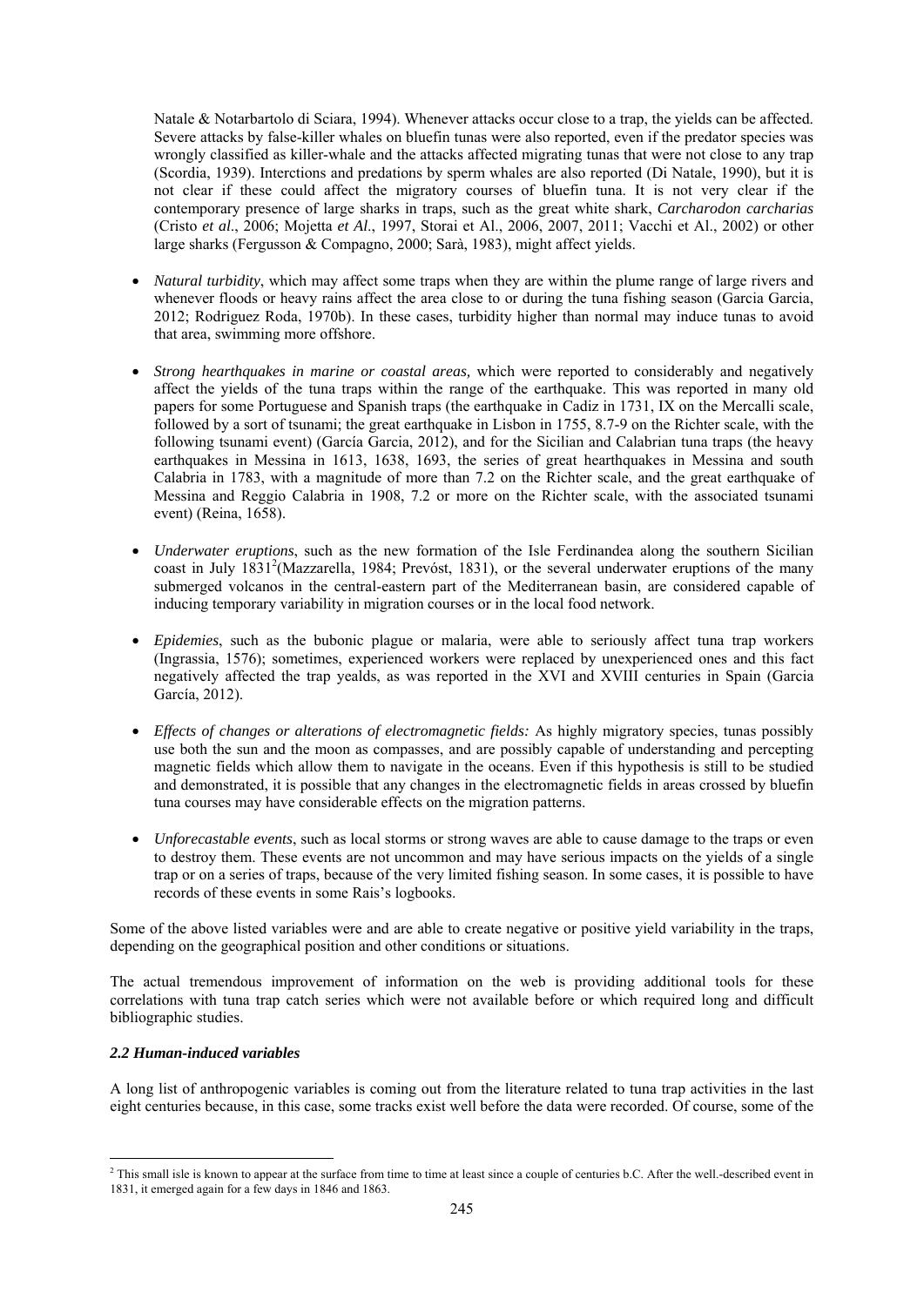Natale & Notarbartolo di Sciara, 1994). Whenever attacks occur close to a trap, the yields can be affected. Severe attacks by false-killer whales on bluefin tunas were also reported, even if the predator species was wrongly classified as killer-whale and the attacks affected migrating tunas that were not close to any trap (Scordia, 1939). Interctions and predations by sperm whales are also reported (Di Natale, 1990), but it is not clear if these could affect the migratory courses of bluefin tuna. It is not very clear if the contemporary presence of large sharks in traps, such as the great white shark, *Carcharodon carcharias* (Cristo *et al*., 2006; Mojetta *et Al*., 1997, Storai et Al., 2006, 2007, 2011; Vacchi et Al., 2002) or other large sharks (Fergusson & Compagno, 2000; Sarà, 1983), might affect yields.

- *Natural turbidity*, which may affect some traps when they are within the plume range of large rivers and whenever floods or heavy rains affect the area close to or during the tuna fishing season (Garcia Garcia, 2012; Rodriguez Roda, 1970b). In these cases, turbidity higher than normal may induce tunas to avoid that area, swimming more offshore.

- *Strong hearthquakes in marine or coastal areas,* which were reported to considerably and negatively affect the yields of the tuna traps within the range of the earthquake. This was reported in many old papers for some Portuguese and Spanish traps (the earthquake in Cadiz in 1731, IX on the Mercalli scale, followed by a sort of tsunami; the great earthquake in Lisbon in 1755, 8.7-9 on the Richter scale, with the following tsunami event) (García Garcia, 2012), and for the Sicilian and Calabrian tuna traps (the heavy earthquakes in Messina in 1613, 1638, 1693, the series of great hearthquakes in Messina and south Calabria in 1783, with a magnitude of more than 7.2 on the Richter scale, and the great earthquake of Messina and Reggio Calabria in 1908, 7.2 or more on the Richter scale, with the associated tsunami event) (Reina, 1658).

- *Underwater eruptions*, such as the new formation of the Isle Ferdinandea along the southern Sicilian coast in July 1831[2](Mazzarella, 1984; Prevóst, 1831), or the several underwater eruptions of the many submerged volcanos in the central-eastern part of the Mediterranean basin, are considered capable of inducing temporary variability in migration courses or in the local food network.

- *Epidemies*, such as the bubonic plague or malaria, were able to seriously affect tuna trap workers (Ingrassia, 1576); sometimes, experienced workers were replaced by unexperienced ones and this fact negatively affected the trap yealds, as was reported in the XVI and XVIII centuries in Spain (Garcia García, 2012).

- *Effects of changes or alterations of electromagnetic fields:* As highly migratory species, tunas possibly use both the sun and the moon as compasses, and are possibly capable of understanding and percepting magnetic fields which allow them to navigate in the oceans. Even if this hypothesis is still to be studied and demonstrated, it is possible that any changes in the electromagnetic fields in areas crossed by bluefin tuna courses may have considerable effects on the migration patterns.

- *Unforecastable events*, such as local storms or strong waves are able to cause damage to the traps or even to destroy them. These events are not uncommon and may have serious impacts on the yields of a single trap or on a series of traps, because of the very limited fishing season. In some cases, it is possible to have records of these events in some Rais's logbooks.

Some of the above listed variables were and are able to create negative or positive yield variability in the traps, depending on the geographical position and other conditions or situations.

The actual tremendous improvement of information on the web is providing additional tools for these correlations with tuna trap catch series which were not available before or which required long and difficult bibliographic studies.

### *2.2 Human-induced variables*

A long list of anthropogenic variables is coming out from the literature related to tuna trap activities in the last eight centuries because, in this case, some tracks exist well before the data were recorded. Of course, some of the

[2] This small isle is known to appear at the surface from time to time at least since a couple of centuries b.C. After the well.-described event in 1831, it emerged again for a few days in 1846 and 1863.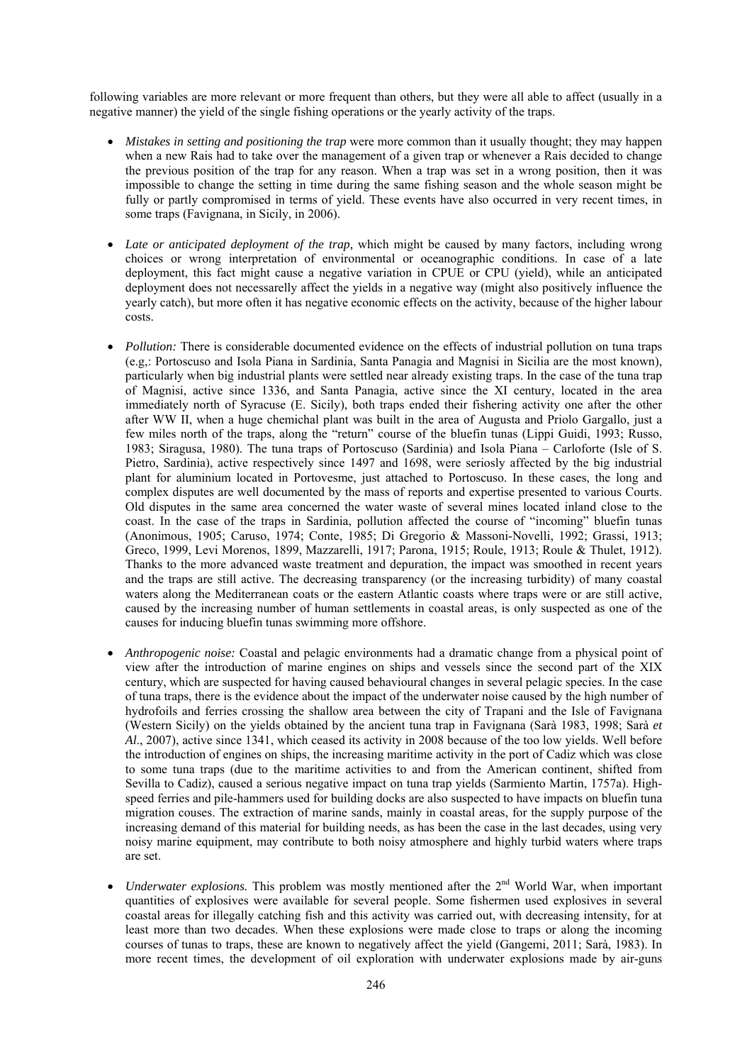following variables are more relevant or more frequent than others, but they were all able to affect (usually in a negative manner) the yield of the single fishing operations or the yearly activity of the traps.

- *Mistakes in setting and positioning the trap* were more common than it usually thought; they may happen when a new Rais had to take over the management of a given trap or whenever a Rais decided to change the previous position of the trap for any reason. When a trap was set in a wrong position, then it was impossible to change the setting in time during the same fishing season and the whole season might be fully or partly compromised in terms of yield. These events have also occurred in very recent times, in some traps (Favignana, in Sicily, in 2006).

- *Late or anticipated deployment of the trap,* which might be caused by many factors, including wrong choices or wrong interpretation of environmental or oceanographic conditions. In case of a late deployment, this fact might cause a negative variation in CPUE or CPU (yield), while an anticipated deployment does not necessarelly affect the yields in a negative way (might also positively influence the yearly catch), but more often it has negative economic effects on the activity, because of the higher labour costs.

- *Pollution:* There is considerable documented evidence on the effects of industrial pollution on tuna traps (e.g,: Portoscuso and Isola Piana in Sardinia, Santa Panagia and Magnisi in Sicilia are the most known), particularly when big industrial plants were settled near already existing traps. In the case of the tuna trap of Magnisi, active since 1336, and Santa Panagia, active since the XI century, located in the area immediately north of Syracuse (E. Sicily), both traps ended their fishering activity one after the other after WW II, when a huge chemichal plant was built in the area of Augusta and Priolo Gargallo, just a few miles north of the traps, along the "return" course of the bluefin tunas (Lippi Guidi, 1993; Russo, 1983; Siragusa, 1980). The tuna traps of Portoscuso (Sardinia) and Isola Piana – Carloforte (Isle of S. Pietro, Sardinia), active respectively since 1497 and 1698, were seriosly affected by the big industrial plant for aluminium located in Portovesme, just attached to Portoscuso. In these cases, the long and complex disputes are well documented by the mass of reports and expertise presented to various Courts. Old disputes in the same area concerned the water waste of several mines located inland close to the coast. In the case of the traps in Sardinia, pollution affected the course of "incoming" bluefin tunas (Anonimous, 1905; Caruso, 1974; Conte, 1985; Di Gregorio & Massoni-Novelli, 1992; Grassi, 1913; Greco, 1999, Levi Morenos, 1899, Mazzarelli, 1917; Parona, 1915; Roule, 1913; Roule & Thulet, 1912). Thanks to the more advanced waste treatment and depuration, the impact was smoothed in recent years and the traps are still active. The decreasing transparency (or the increasing turbidity) of many coastal waters along the Mediterranean coats or the eastern Atlantic coasts where traps were or are still active, caused by the increasing number of human settlements in coastal areas, is only suspected as one of the causes for inducing bluefin tunas swimming more offshore.

- *Anthropogenic noise:* Coastal and pelagic environments had a dramatic change from a physical point of view after the introduction of marine engines on ships and vessels since the second part of the XIX century, which are suspected for having caused behavioural changes in several pelagic species. In the case of tuna traps, there is the evidence about the impact of the underwater noise caused by the high number of hydrofoils and ferries crossing the shallow area between the city of Trapani and the Isle of Favignana (Western Sicily) on the yields obtained by the ancient tuna trap in Favignana (Sarà 1983, 1998; Sarà *et Al*., 2007), active since 1341, which ceased its activity in 2008 because of the too low yields. Well before the introduction of engines on ships, the increasing maritime activity in the port of Cadiz which was close to some tuna traps (due to the maritime activities to and from the American continent, shifted from Sevilla to Cadiz), caused a serious negative impact on tuna trap yields (Sarmiento Martin, 1757a). High-speed ferries and pile-hammers used for building docks are also suspected to have impacts on bluefin tuna migration couses. The extraction of marine sands, mainly in coastal areas, for the supply purpose of the increasing demand of this material for building needs, as has been the case in the last decades, using very noisy marine equipment, may contribute to both noisy atmosphere and highly turbid waters where traps are set.

- *Underwater explosions.* This problem was mostly mentioned after the 2nd World War, when important quantities of explosives were available for several people. Some fishermen used explosives in several coastal areas for illegally catching fish and this activity was carried out, with decreasing intensity, for at least more than two decades. When these explosions were made close to traps or along the incoming courses of tunas to traps, these are known to negatively affect the yield (Gangemi, 2011; Sarà, 1983). In more recent times, the development of oil exploration with underwater explosions made by air-guns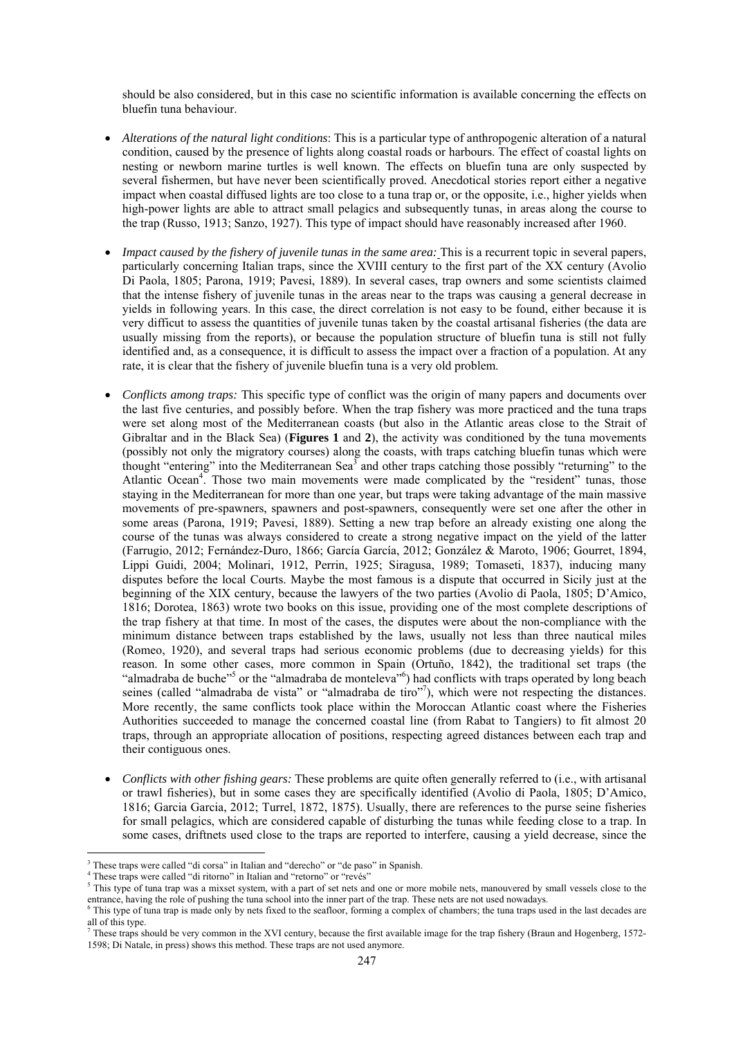should be also considered, but in this case no scientific information is available concerning the effects on bluefin tuna behaviour.

- *Alterations of the natural light conditions*: This is a particular type of anthropogenic alteration of a natural condition, caused by the presence of lights along coastal roads or harbours. The effect of coastal lights on nesting or newborn marine turtles is well known. The effects on bluefin tuna are only suspected by several fishermen, but have never been scientifically proved. Anecdotical stories report either a negative impact when coastal diffused lights are too close to a tuna trap or, or the opposite, i.e., higher yields when high-power lights are able to attract small pelagics and subsequently tunas, in areas along the course to the trap (Russo, 1913; Sanzo, 1927). This type of impact should have reasonably increased after 1960.

- *Impact caused by the fishery of juvenile tunas in the same area:* This is a recurrent topic in several papers, particularly concerning Italian traps, since the XVIII century to the first part of the XX century (Avolio Di Paola, 1805; Parona, 1919; Pavesi, 1889). In several cases, trap owners and some scientists claimed that the intense fishery of juvenile tunas in the areas near to the traps was causing a general decrease in yields in following years. In this case, the direct correlation is not easy to be found, either because it is very difficut to assess the quantities of juvenile tunas taken by the coastal artisanal fisheries (the data are usually missing from the reports), or because the population structure of bluefin tuna is still not fully identified and, as a consequence, it is difficult to assess the impact over a fraction of a population. At any rate, it is clear that the fishery of juvenile bluefin tuna is a very old problem.

- *Conflicts among traps:* This specific type of conflict was the origin of many papers and documents over the last five centuries, and possibly before. When the trap fishery was more practiced and the tuna traps were set along most of the Mediterranean coasts (but also in the Atlantic areas close to the Strait of Gibraltar and in the Black Sea) (**Figures 1** and **2**), the activity was conditioned by the tuna movements (possibly not only the migratory courses) along the coasts, with traps catching bluefin tunas which were thought "entering" into the Mediterranean Sea[3] and other traps catching those possibly "returning" to the Atlantic Ocean[4]. Those two main movements were made complicated by the "resident" tunas, those staying in the Mediterranean for more than one year, but traps were taking advantage of the main massive movements of pre-spawners, spawners and post-spawners, consequently were set one after the other in some areas (Parona, 1919; Pavesi, 1889). Setting a new trap before an already existing one along the course of the tunas was always considered to create a strong negative impact on the yield of the latter (Farrugio, 2012; Fernández-Duro, 1866; García García, 2012; González & Maroto, 1906; Gourret, 1894, Lippi Guidi, 2004; Molinari, 1912, Perrin, 1925; Siragusa, 1989; Tomaseti, 1837), inducing many disputes before the local Courts. Maybe the most famous is a dispute that occurred in Sicily just at the beginning of the XIX century, because the lawyers of the two parties (Avolio di Paola, 1805; D'Amico, 1816; Dorotea, 1863) wrote two books on this issue, providing one of the most complete descriptions of the trap fishery at that time. In most of the cases, the disputes were about the non-compliance with the minimum distance between traps established by the laws, usually not less than three nautical miles (Romeo, 1920), and several traps had serious economic problems (due to decreasing yields) for this reason. In some other cases, more common in Spain (Ortuño, 1842), the traditional set traps (the "almadraba de buche"[5] or the "almadraba de monteleva"[6]) had conflicts with traps operated by long beach seines (called "almadraba de vista" or "almadraba de tiro"[7]), which were not respecting the distances. More recently, the same conflicts took place within the Moroccan Atlantic coast where the Fisheries Authorities succeeded to manage the concerned coastal line (from Rabat to Tangiers) to fit almost 20 traps, through an appropriate allocation of positions, respecting agreed distances between each trap and their contiguous ones.

- *Conflicts with other fishing gears:* These problems are quite often generally referred to (i.e., with artisanal or trawl fisheries), but in some cases they are specifically identified (Avolio di Paola, 1805; D'Amico, 1816; Garcia Garcia, 2012; Turrel, 1872, 1875). Usually, there are references to the purse seine fisheries for small pelagics, which are considered capable of disturbing the tunas while feeding close to a trap. In some cases, driftnets used close to the traps are reported to interfere, causing a yield decrease, since the

---

[3] These traps were called "di corsa" in Italian and "derecho" or "de paso" in Spanish.
[4] These traps were called "di ritorno" in Italian and "retorno" or "revés"
[5] This type of tuna trap was a mixset system, with a part of set nets and one or more mobile nets, manouvered by small vessels close to the entrance, having the role of pushing the tuna school into the inner part of the trap. These nets are not used nowadays.
[6] This type of tuna trap is made only by nets fixed to the seafloor, forming a complex of chambers; the tuna traps used in the last decades are all of this type.
[7] These traps should be very common in the XVI century, because the first available image for the trap fishery (Braun and Hogenberg, 1572-1598; Di Natale, in press) shows this method. These traps are not used anymore.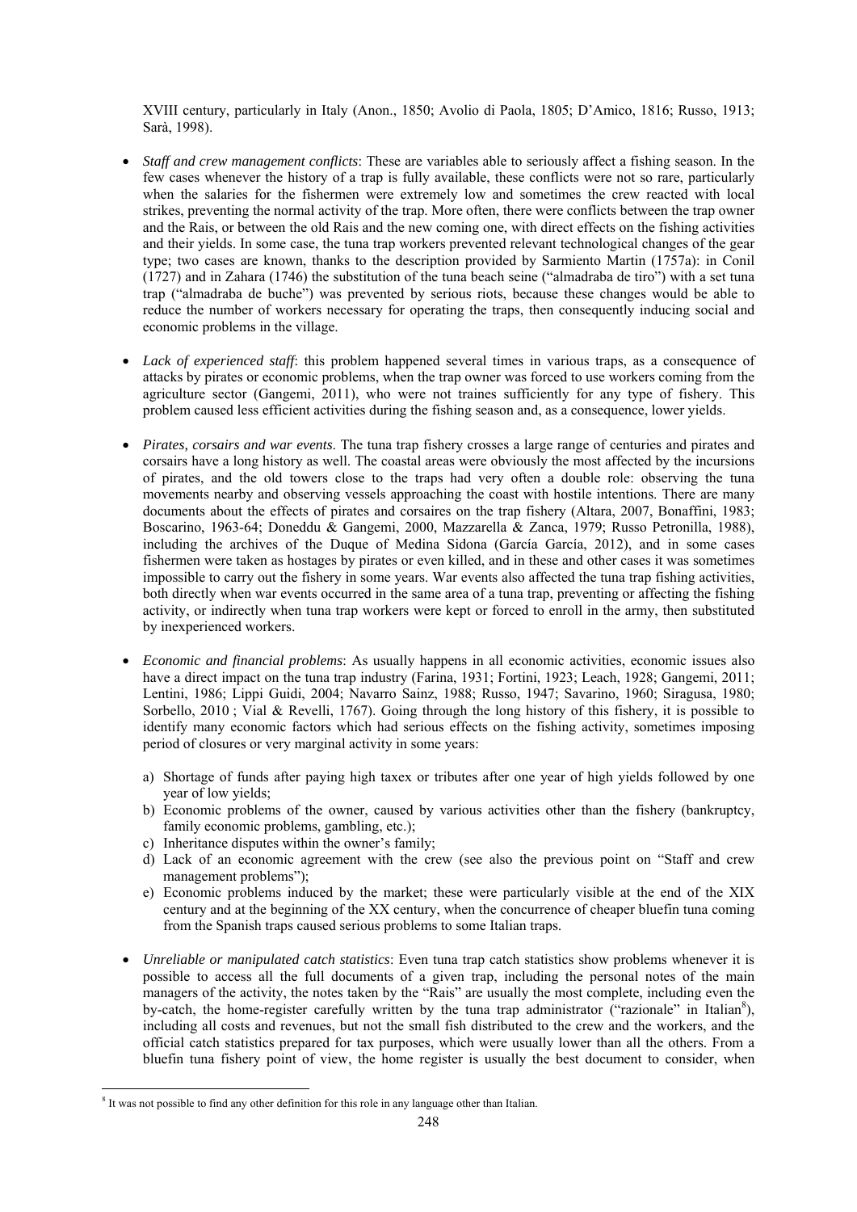XVIII century, particularly in Italy (Anon., 1850; Avolio di Paola, 1805; D'Amico, 1816; Russo, 1913; Sarà, 1998).

- *Staff and crew management conflicts*: These are variables able to seriously affect a fishing season. In the few cases whenever the history of a trap is fully available, these conflicts were not so rare, particularly when the salaries for the fishermen were extremely low and sometimes the crew reacted with local strikes, preventing the normal activity of the trap. More often, there were conflicts between the trap owner and the Rais, or between the old Rais and the new coming one, with direct effects on the fishing activities and their yields. In some case, the tuna trap workers prevented relevant technological changes of the gear type; two cases are known, thanks to the description provided by Sarmiento Martin (1757a): in Conil (1727) and in Zahara (1746) the substitution of the tuna beach seine ("almadraba de tiro") with a set tuna trap ("almadraba de buche") was prevented by serious riots, because these changes would be able to reduce the number of workers necessary for operating the traps, then consequently inducing social and economic problems in the village.

- *Lack of experienced staff*: this problem happened several times in various traps, as a consequence of attacks by pirates or economic problems, when the trap owner was forced to use workers coming from the agriculture sector (Gangemi, 2011), who were not traines sufficiently for any type of fishery. This problem caused less efficient activities during the fishing season and, as a consequence, lower yields.

- *Pirates, corsairs and war events*. The tuna trap fishery crosses a large range of centuries and pirates and corsairs have a long history as well. The coastal areas were obviously the most affected by the incursions of pirates, and the old towers close to the traps had very often a double role: observing the tuna movements nearby and observing vessels approaching the coast with hostile intentions. There are many documents about the effects of pirates and corsaires on the trap fishery (Altara, 2007, Bonaffini, 1983; Boscarino, 1963-64; Doneddu & Gangemi, 2000, Mazzarella & Zanca, 1979; Russo Petronilla, 1988), including the archives of the Duque of Medina Sidona (García García, 2012), and in some cases fishermen were taken as hostages by pirates or even killed, and in these and other cases it was sometimes impossible to carry out the fishery in some years. War events also affected the tuna trap fishing activities, both directly when war events occurred in the same area of a tuna trap, preventing or affecting the fishing activity, or indirectly when tuna trap workers were kept or forced to enroll in the army, then substituted by inexperienced workers.

- *Economic and financial problems*: As usually happens in all economic activities, economic issues also have a direct impact on the tuna trap industry (Farina, 1931; Fortini, 1923; Leach, 1928; Gangemi, 2011; Lentini, 1986; Lippi Guidi, 2004; Navarro Sainz, 1988; Russo, 1947; Savarino, 1960; Siragusa, 1980; Sorbello, 2010 ; Vial & Revelli, 1767). Going through the long history of this fishery, it is possible to identify many economic factors which had serious effects on the fishing activity, sometimes imposing period of closures or very marginal activity in some years:
    a) Shortage of funds after paying high taxex or tributes after one year of high yields followed by one year of low yields;
    b) Economic problems of the owner, caused by various activities other than the fishery (bankruptcy, family economic problems, gambling, etc.);
    c) Inheritance disputes within the owner's family;
    d) Lack of an economic agreement with the crew (see also the previous point on "Staff and crew management problems");
    e) Economic problems induced by the market; these were particularly visible at the end of the XIX century and at the beginning of the XX century, when the concurrence of cheaper bluefin tuna coming from the Spanish traps caused serious problems to some Italian traps.

- *Unreliable or manipulated catch statistics*: Even tuna trap catch statistics show problems whenever it is possible to access all the full documents of a given trap, including the personal notes of the main managers of the activity, the notes taken by the "Rais" are usually the most complete, including even the by-catch, the home-register carefully written by the tuna trap administrator ("razionale" in Italian[8]), including all costs and revenues, but not the small fish distributed to the crew and the workers, and the official catch statistics prepared for tax purposes, which were usually lower than all the others. From a bluefin tuna fishery point of view, the home register is usually the best document to consider, when

[8] It was not possible to find any other definition for this role in any language other than Italian.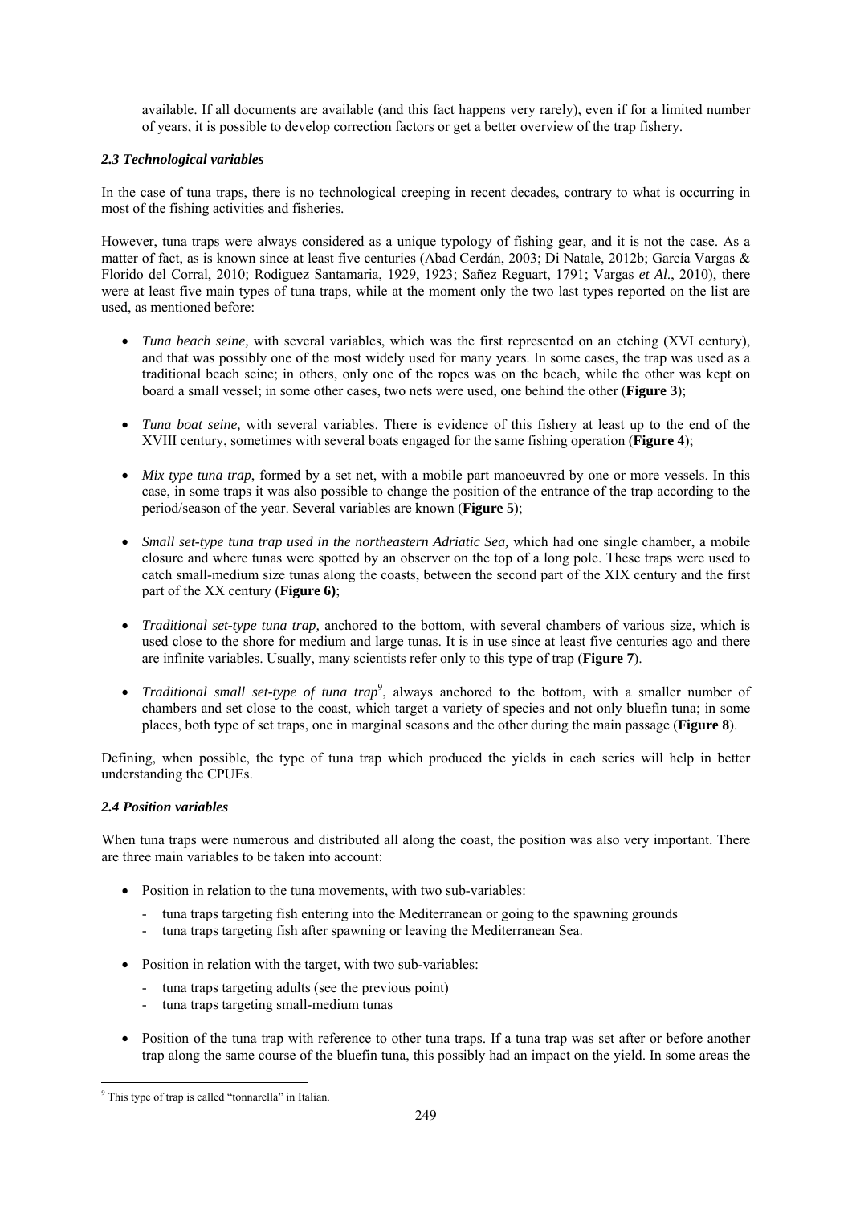available. If all documents are available (and this fact happens very rarely), even if for a limited number of years, it is possible to develop correction factors or get a better overview of the trap fishery.

### *2.3 Technological variables*

In the case of tuna traps, there is no technological creeping in recent decades, contrary to what is occurring in most of the fishing activities and fisheries.

However, tuna traps were always considered as a unique typology of fishing gear, and it is not the case. As a matter of fact, as is known since at least five centuries (Abad Cerdán, 2003; Di Natale, 2012b; García Vargas & Florido del Corral, 2010; Rodiguez Santamaria, 1929, 1923; Sañez Reguart, 1791; Vargas *et Al*., 2010), there were at least five main types of tuna traps, while at the moment only the two last types reported on the list are used, as mentioned before:

- *Tuna beach seine,* with several variables, which was the first represented on an etching (XVI century), and that was possibly one of the most widely used for many years. In some cases, the trap was used as a traditional beach seine; in others, only one of the ropes was on the beach, while the other was kept on board a small vessel; in some other cases, two nets were used, one behind the other (**Figure 3**);
- *Tuna boat seine,* with several variables. There is evidence of this fishery at least up to the end of the XVIII century, sometimes with several boats engaged for the same fishing operation (**Figure 4**);
- *Mix type tuna trap*, formed by a set net, with a mobile part manoeuvred by one or more vessels. In this case, in some traps it was also possible to change the position of the entrance of the trap according to the period/season of the year. Several variables are known (**Figure 5**);
- *Small set-type tuna trap used in the northeastern Adriatic Sea,* which had one single chamber, a mobile closure and where tunas were spotted by an observer on the top of a long pole. These traps were used to catch small-medium size tunas along the coasts, between the second part of the XIX century and the first part of the XX century (**Figure 6)**;
- *Traditional set-type tuna trap,* anchored to the bottom, with several chambers of various size, which is used close to the shore for medium and large tunas. It is in use since at least five centuries ago and there are infinite variables. Usually, many scientists refer only to this type of trap (**Figure 7**).
- *Traditional small set-type of tuna trap*[9], always anchored to the bottom, with a smaller number of chambers and set close to the coast, which target a variety of species and not only bluefin tuna; in some places, both type of set traps, one in marginal seasons and the other during the main passage (**Figure 8**).

Defining, when possible, the type of tuna trap which produced the yields in each series will help in better understanding the CPUEs.

### *2.4 Position variables*

When tuna traps were numerous and distributed all along the coast, the position was also very important. There are three main variables to be taken into account:

- Position in relation to the tuna movements, with two sub-variables:
  - tuna traps targeting fish entering into the Mediterranean or going to the spawning grounds
  - tuna traps targeting fish after spawning or leaving the Mediterranean Sea.
- Position in relation with the target, with two sub-variables:
  - tuna traps targeting adults (see the previous point)
  - tuna traps targeting small-medium tunas
- Position of the tuna trap with reference to other tuna traps. If a tuna trap was set after or before another trap along the same course of the bluefin tuna, this possibly had an impact on the yield. In some areas the

---

[9] This type of trap is called "tonnarella" in Italian.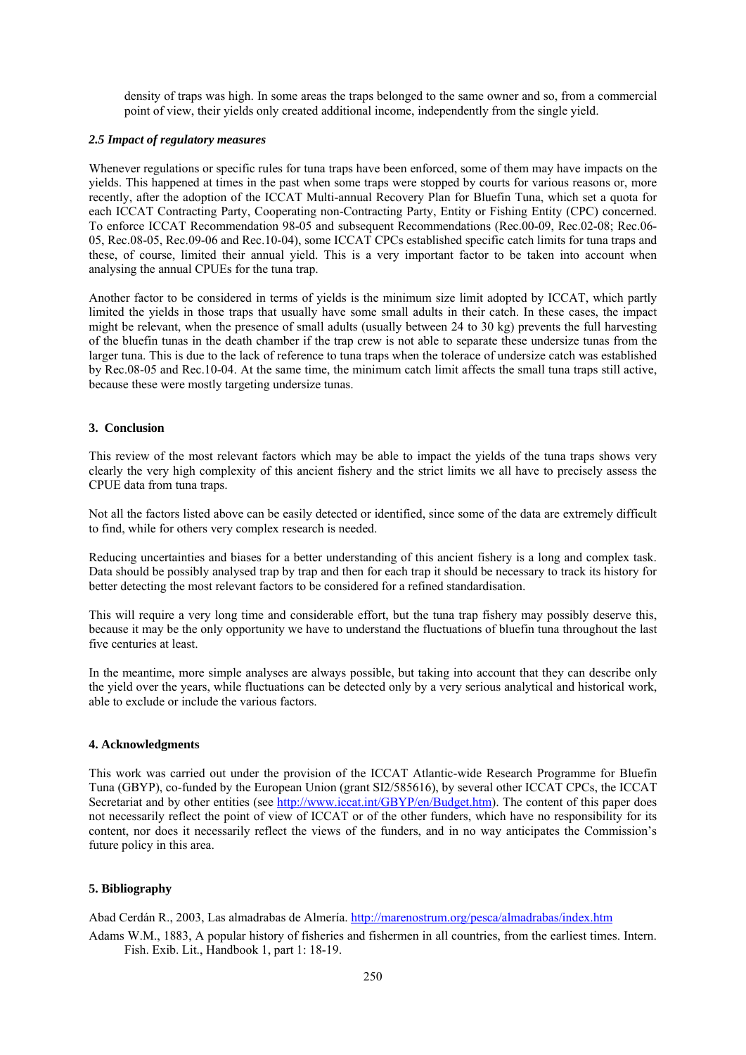density of traps was high. In some areas the traps belonged to the same owner and so, from a commercial point of view, their yields only created additional income, independently from the single yield.

### *2.5 Impact of regulatory measures*

Whenever regulations or specific rules for tuna traps have been enforced, some of them may have impacts on the yields. This happened at times in the past when some traps were stopped by courts for various reasons or, more recently, after the adoption of the ICCAT Multi-annual Recovery Plan for Bluefin Tuna, which set a quota for each ICCAT Contracting Party, Cooperating non-Contracting Party, Entity or Fishing Entity (CPC) concerned. To enforce ICCAT Recommendation 98-05 and subsequent Recommendations (Rec.00-09, Rec.02-08; Rec.06-05, Rec.08-05, Rec.09-06 and Rec.10-04), some ICCAT CPCs established specific catch limits for tuna traps and these, of course, limited their annual yield. This is a very important factor to be taken into account when analysing the annual CPUEs for the tuna trap.

Another factor to be considered in terms of yields is the minimum size limit adopted by ICCAT, which partly limited the yields in those traps that usually have some small adults in their catch. In these cases, the impact might be relevant, when the presence of small adults (usually between 24 to 30 kg) prevents the full harvesting of the bluefin tunas in the death chamber if the trap crew is not able to separate these undersize tunas from the larger tuna. This is due to the lack of reference to tuna traps when the tolerace of undersize catch was established by Rec.08-05 and Rec.10-04. At the same time, the minimum catch limit affects the small tuna traps still active, because these were mostly targeting undersize tunas.

## 3. Conclusion

This review of the most relevant factors which may be able to impact the yields of the tuna traps shows very clearly the very high complexity of this ancient fishery and the strict limits we all have to precisely assess the CPUE data from tuna traps.

Not all the factors listed above can be easily detected or identified, since some of the data are extremely difficult to find, while for others very complex research is needed.

Reducing uncertainties and biases for a better understanding of this ancient fishery is a long and complex task. Data should be possibly analysed trap by trap and then for each trap it should be necessary to track its history for better detecting the most relevant factors to be considered for a refined standardisation.

This will require a very long time and considerable effort, but the tuna trap fishery may possibly deserve this, because it may be the only opportunity we have to understand the fluctuations of bluefin tuna throughout the last five centuries at least.

In the meantime, more simple analyses are always possible, but taking into account that they can describe only the yield over the years, while fluctuations can be detected only by a very serious analytical and historical work, able to exclude or include the various factors.

## 4. Acknowledgments

This work was carried out under the provision of the ICCAT Atlantic-wide Research Programme for Bluefin Tuna (GBYP), co-funded by the European Union (grant SI2/585616), by several other ICCAT CPCs, the ICCAT Secretariat and by other entities (see http://www.iccat.int/GBYP/en/Budget.htm). The content of this paper does not necessarily reflect the point of view of ICCAT or of the other funders, which have no responsibility for its content, nor does it necessarily reflect the views of the funders, and in no way anticipates the Commission's future policy in this area.

## 5. Bibliography

Abad Cerdán R., 2003, Las almadrabas de Almería. http://marenostrum.org/pesca/almadrabas/index.htm

Adams W.M., 1883, A popular history of fisheries and fishermen in all countries, from the earliest times. Intern. Fish. Exib. Lit., Handbook 1, part 1: 18-19.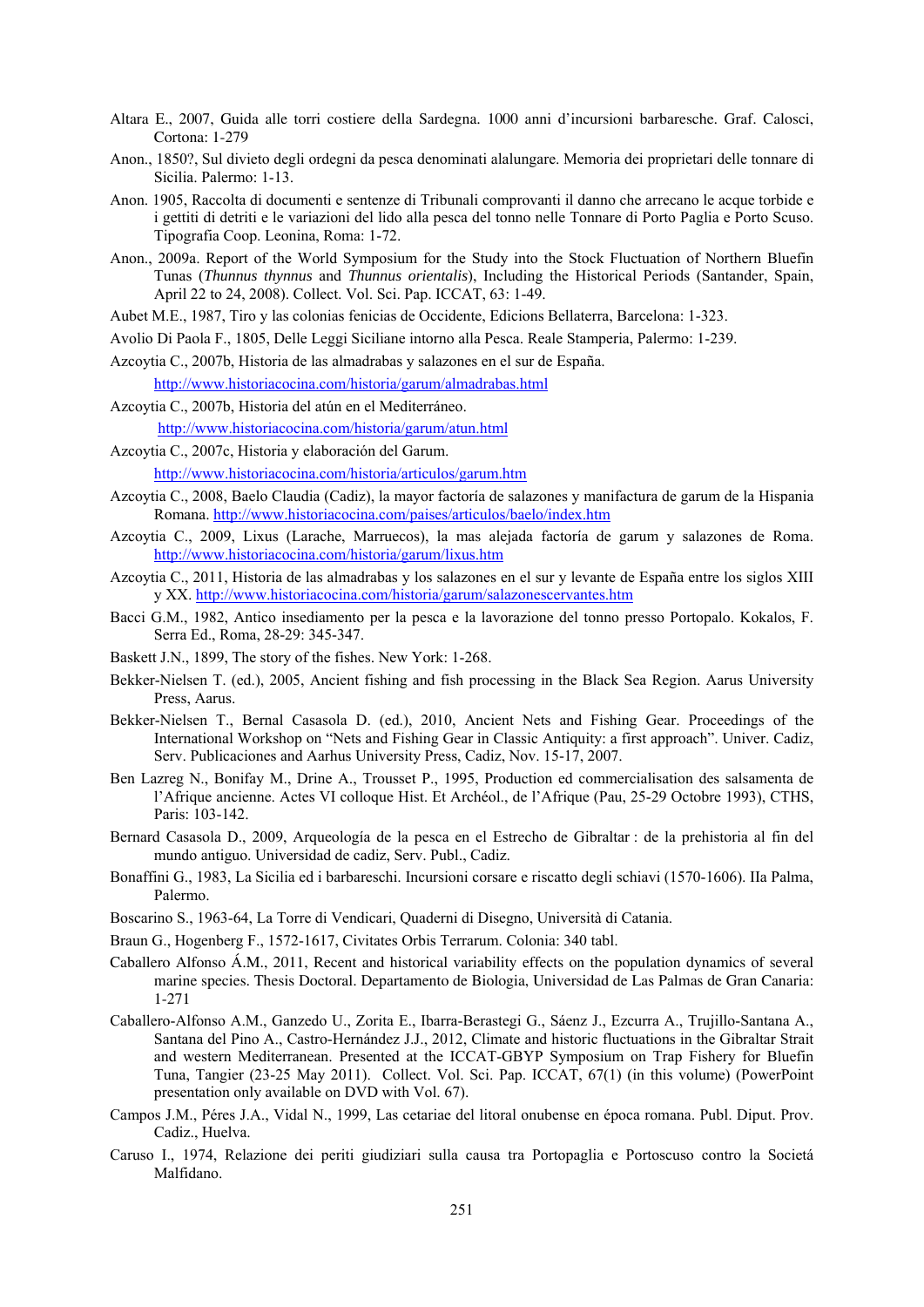Altara E., 2007, Guida alle torri costiere della Sardegna. 1000 anni d'incursioni barbaresche. Graf. Calosci, Cortona: 1-279

Anon., 1850?, Sul divieto degli ordegni da pesca denominati alalungare. Memoria dei proprietari delle tonnare di Sicilia. Palermo: 1-13.

Anon. 1905, Raccolta di documenti e sentenze di Tribunali comprovanti il danno che arrecano le acque torbide e i gettiti di detriti e le variazioni del lido alla pesca del tonno nelle Tonnare di Porto Paglia e Porto Scuso. Tipografia Coop. Leonina, Roma: 1-72.

Anon., 2009a. Report of the World Symposium for the Study into the Stock Fluctuation of Northern Bluefin Tunas (*Thunnus thynnus* and *Thunnus orientalis*), Including the Historical Periods (Santander, Spain, April 22 to 24, 2008). Collect. Vol. Sci. Pap. ICCAT, 63: 1-49.

Aubet M.E., 1987, Tiro y las colonias fenicias de Occidente, Edicions Bellaterra, Barcelona: 1-323.

Avolio Di Paola F., 1805, Delle Leggi Siciliane intorno alla Pesca. Reale Stamperia, Palermo: 1-239.

Azcoytia C., 2007b, Historia de las almadrabas y salazones en el sur de España. http://www.historiacocina.com/historia/garum/almadrabas.html

Azcoytia C., 2007b, Historia del atún en el Mediterráneo. http://www.historiacocina.com/historia/garum/atun.html

Azcoytia C., 2007c, Historia y elaboración del Garum. http://www.historiacocina.com/historia/articulos/garum.htm

Azcoytia C., 2008, Baelo Claudia (Cadiz), la mayor factoría de salazones y manifactura de garum de la Hispania Romana. http://www.historiacocina.com/paises/articulos/baelo/index.htm

Azcoytia C., 2009, Lixus (Larache, Marruecos), la mas alejada factoría de garum y salazones de Roma. http://www.historiacocina.com/historia/garum/lixus.htm

Azcoytia C., 2011, Historia de las almadrabas y los salazones en el sur y levante de España entre los siglos XIII y XX. http://www.historiacocina.com/historia/garum/salazonescervantes.htm

Bacci G.M., 1982, Antico insediamento per la pesca e la lavorazione del tonno presso Portopalo. Kokalos, F. Serra Ed., Roma, 28-29: 345-347.

Baskett J.N., 1899, The story of the fishes. New York: 1-268.

Bekker-Nielsen T. (ed.), 2005, Ancient fishing and fish processing in the Black Sea Region. Aarus University Press, Aarus.

Bekker-Nielsen T., Bernal Casasola D. (ed.), 2010, Ancient Nets and Fishing Gear. Proceedings of the International Workshop on "Nets and Fishing Gear in Classic Antiquity: a first approach". Univer. Cadiz, Serv. Publicaciones and Aarhus University Press, Cadiz, Nov. 15-17, 2007.

Ben Lazreg N., Bonifay M., Drine A., Trousset P., 1995, Production ed commercialisation des salsamenta de l'Afrique ancienne. Actes VI colloque Hist. Et Archéol., de l'Afrique (Pau, 25-29 Octobre 1993), CTHS, Paris: 103-142.

Bernard Casasola D., 2009, Arqueología de la pesca en el Estrecho de Gibraltar : de la prehistoria al fin del mundo antiguo. Universidad de cadiz, Serv. Publ., Cadiz.

Bonaffini G., 1983, La Sicilia ed i barbareschi. Incursioni corsare e riscatto degli schiavi (1570-1606). IIa Palma, Palermo.

Boscarino S., 1963-64, La Torre di Vendicari, Quaderni di Disegno, Università di Catania.

Braun G., Hogenberg F., 1572-1617, Civitates Orbis Terrarum. Colonia: 340 tabl.

Caballero Alfonso Á.M., 2011, Recent and historical variability effects on the population dynamics of several marine species. Thesis Doctoral. Departamento de Biologia, Universidad de Las Palmas de Gran Canaria: 1-271

Caballero-Alfonso A.M., Ganzedo U., Zorita E., Ibarra-Berastegi G., Sáenz J., Ezcurra A., Trujillo-Santana A., Santana del Pino A., Castro-Hernández J.J., 2012, Climate and historic fluctuations in the Gibraltar Strait and western Mediterranean. Presented at the ICCAT-GBYP Symposium on Trap Fishery for Bluefin Tuna, Tangier (23-25 May 2011). Collect. Vol. Sci. Pap. ICCAT, 67(1) (in this volume) (PowerPoint presentation only available on DVD with Vol. 67).

Campos J.M., Péres J.A., Vidal N., 1999, Las cetariae del litoral onubense en época romana. Publ. Diput. Prov. Cadiz., Huelva.

Caruso I., 1974, Relazione dei periti giudiziari sulla causa tra Portopaglia e Portoscuso contro la Societá Malfidano.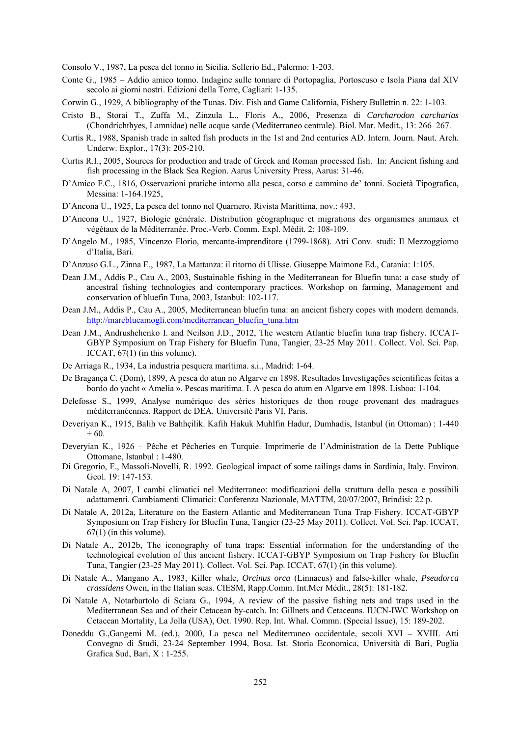Consolo V., 1987, La pesca del tonno in Sicilia. Sellerio Ed., Palermo: 1-203.

Conte G., 1985 – Addio amico tonno. Indagine sulle tonnare di Portopaglia, Portoscuso e Isola Piana dal XIV secolo ai giorni nostri. Edizioni della Torre, Cagliari: 1-135.

Corwin G., 1929, A bibliography of the Tunas. Div. Fish and Game California, Fishery Bullettin n. 22: 1-103.

Cristo B., Storai T., Zuffa M., Zinzula L., Floris A., 2006, Presenza di *Carcharodon carcharias* (Chondrichthyes, Lamnidae) nelle acque sarde (Mediterraneo centrale). Biol. Mar. Medit., 13: 266–267.

Curtis R., 1988, Spanish trade in salted fish products in the 1st and 2nd centuries AD. Intern. Journ. Naut. Arch. Underw. Explor., 17(3): 205-210.

Curtis R.I., 2005, Sources for production and trade of Greek and Roman processed fish. In: Ancient fishing and fish processing in the Black Sea Region. Aarus University Press, Aarus: 31-46.

D'Amico F.C., 1816, Osservazioni pratiche intorno alla pesca, corso e cammino de' tonni. Società Tipografica, Messina: 1-164.1925,

D'Ancona U., 1925, La pesca del tonno nel Quarnero. Rivista Marittima, nov.: 493.

D'Ancona U., 1927, Biologie générale. Distribution géographique et migrations des organismes animaux et végétaux de la Méditerranée. Proc.-Verb. Comm. Expl. Médit. 2: 108-109.

D'Angelo M., 1985, Vincenzo Florio, mercante-imprenditore (1799-1868). Atti Conv. studi: Il Mezzoggiorno d'Italia, Bari.

D'Anzuso G.L., Zinna E., 1987, La Mattanza: il ritorno di Ulisse. Giuseppe Maimone Ed., Catania: 1:105.

Dean J.M., Addis P., Cau A., 2003, Sustainable fishing in the Mediterranean for Bluefin tuna: a case study of ancestral fishing technologies and contemporary practices. Workshop on farming, Management and conservation of bluefin Tuna, 2003, Istanbul: 102-117.

Dean J.M., Addis P., Cau A., 2005, Mediterranean bluefin tuna: an ancient fishery copes with modern demands. http://mareblucamogli.com/mediterranean_bluefin_tuna.htm

Dean J.M., Andrushchenko I. and Neilson J.D., 2012, The western Atlantic bluefin tuna trap fishery. ICCAT-GBYP Symposium on Trap Fishery for Bluefin Tuna, Tangier, 23-25 May 2011. Collect. Vol. Sci. Pap. ICCAT, 67(1) (in this volume).

De Arriaga R., 1934, La industria pesquera marítima. s.i., Madrid: 1-64.

De Bragança C. (Dom), 1899, A pesca do atun no Algarve en 1898. Resultados Investigações scientificas feitas a bordo do yacht « Amelia ». Pescas maritima. I. A pesca do atum en Algarve em 1898. Lisboa: 1-104.

Delefosse S., 1999, Analyse numérique des séries historiques de thon rouge provenant des madragues méditerranéennes. Rapport de DEA. Université Paris VI, Paris.

Deveriyan K., 1915, Balih ve Bahhçilik. Kafih Hakuk Muhlfin Hadur, Dumhadis, Istanbul (in Ottoman) : 1-440 + 60.

Deveryian K., 1926 – Pêche et Pêcheries en Turquie. Imprimerie de l'Administration de la Dette Publique Ottomane, Istanbul : 1-480.

Di Gregorio, F., Massoli-Novelli, R. 1992. Geological impact of some tailings dams in Sardinia, Italy. Environ. Geol. 19: 147-153.

Di Natale A, 2007, I cambi climatici nel Mediterraneo: modificazioni della struttura della pesca e possibili adattamenti. Cambiamenti Climatici: Conferenza Nazionale, MATTM, 20/07/2007, Brindisi: 22 p.

Di Natale A, 2012a, Literature on the Eastern Atlantic and Mediterranean Tuna Trap Fishery. ICCAT-GBYP Symposium on Trap Fishery for Bluefin Tuna, Tangier (23-25 May 2011). Collect. Vol. Sci. Pap. ICCAT, 67(1) (in this volume).

Di Natale A., 2012b, The iconography of tuna traps: Essential information for the understanding of the technological evolution of this ancient fishery. ICCAT-GBYP Symposium on Trap Fishery for Bluefin Tuna, Tangier (23-25 May 2011). Collect. Vol. Sci. Pap. ICCAT, 67(1) (in this volume).

Di Natale A., Mangano A., 1983, Killer whale, *Orcinus orca* (Linnaeus) and false-killer whale, *Pseudorca crassidens* Owen, in the Italian seas. CIESM, Rapp.Comm. Int.Mer Médit., 28(5): 181-182.

Di Natale A, Notarbartolo di Sciara G., 1994, A review of the passive fishing nets and traps used in the Mediterranean Sea and of their Cetacean by-catch. In: Gillnets and Cetaceans. IUCN-IWC Workshop on Cetacean Mortality, La Jolla (USA), Oct. 1990. Rep. Int. Whal. Commn. (Special Issue), 15: 189-202.

Doneddu G.,Gangemi M. (ed.), 2000, La pesca nel Mediterraneo occidentale, secoli XVI – XVIII. Atti Convegno di Studi, 23-24 September 1994, Bosa. Ist. Storia Economica, Università di Bari, Puglia Grafica Sud, Bari, X : 1-255.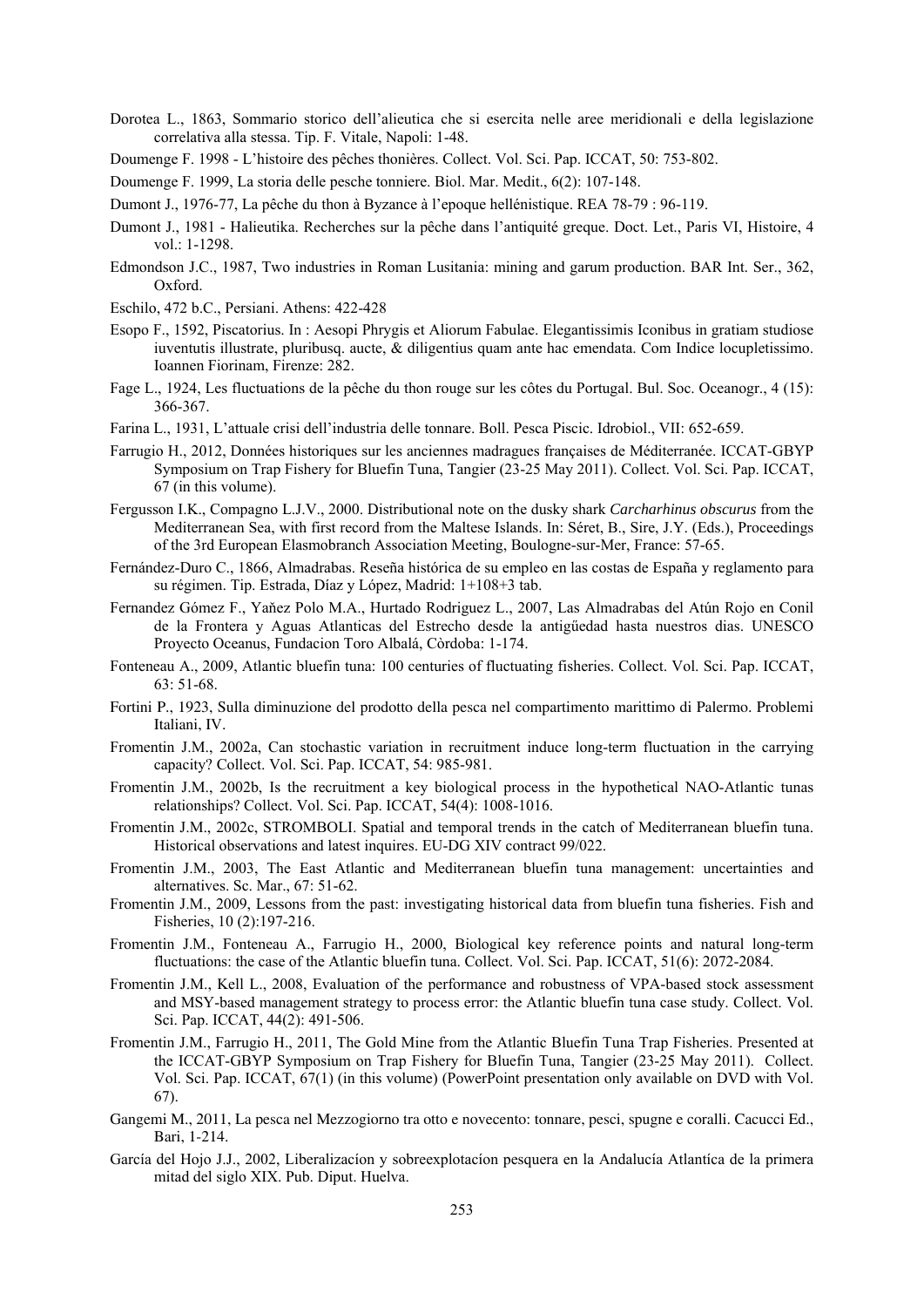Dorotea L., 1863, Sommario storico dell'alieutica che si esercita nelle aree meridionali e della legislazione correlativa alla stessa. Tip. F. Vitale, Napoli: 1-48.

Doumenge F. 1998 - L'histoire des pêches thonières. Collect. Vol. Sci. Pap. ICCAT, 50: 753-802.

Doumenge F. 1999, La storia delle pesche tonniere. Biol. Mar. Medit., 6(2): 107-148.

Dumont J., 1976-77, La pêche du thon à Byzance à l'epoque hellénistique. REA 78-79 : 96-119.

Dumont J., 1981 - Halieutika. Recherches sur la pêche dans l'antiquité greque. Doct. Let., Paris VI, Histoire, 4 vol.: 1-1298.

Edmondson J.C., 1987, Two industries in Roman Lusitania: mining and garum production. BAR Int. Ser., 362, Oxford.

Eschilo, 472 b.C., Persiani. Athens: 422-428

Esopo F., 1592, Piscatorius. In : Aesopi Phrygis et Aliorum Fabulae. Elegantissimis Iconibus in gratiam studiose iuventutis illustrate, pluribusq. aucte, & diligentius quam ante hac emendata. Com Indice locupletissimo. Ioannen Fiorinam, Firenze: 282.

Fage L., 1924, Les fluctuations de la pêche du thon rouge sur les côtes du Portugal. Bul. Soc. Oceanogr., 4 (15): 366-367.

Farina L., 1931, L'attuale crisi dell'industria delle tonnare. Boll. Pesca Piscic. Idrobiol., VII: 652-659.

Farrugio H., 2012, Données historiques sur les anciennes madragues françaises de Méditerranée. ICCAT-GBYP Symposium on Trap Fishery for Bluefin Tuna, Tangier (23-25 May 2011). Collect. Vol. Sci. Pap. ICCAT, 67 (in this volume).

Fergusson I.K., Compagno L.J.V., 2000. Distributional note on the dusky shark *Carcharhinus obscurus* from the Mediterranean Sea, with first record from the Maltese Islands. In: Séret, B., Sire, J.Y. (Eds.), Proceedings of the 3rd European Elasmobranch Association Meeting, Boulogne-sur-Mer, France: 57-65.

Fernández-Duro C., 1866, Almadrabas. Reseña histórica de su empleo en las costas de España y reglamento para su régimen. Tip. Estrada, Díaz y López, Madrid: 1+108+3 tab.

Fernandez Gómez F., Yaňez Polo M.A., Hurtado Rodriguez L., 2007, Las Almadrabas del Atún Rojo en Conil de la Frontera y Aguas Atlanticas del Estrecho desde la antigűedad hasta nuestros dias. UNESCO Proyecto Oceanus, Fundacion Toro Albalá, Còrdoba: 1-174.

Fonteneau A., 2009, Atlantic bluefin tuna: 100 centuries of fluctuating fisheries. Collect. Vol. Sci. Pap. ICCAT, 63: 51-68.

Fortini P., 1923, Sulla diminuzione del prodotto della pesca nel compartimento marittimo di Palermo. Problemi Italiani, IV.

Fromentin J.M., 2002a, Can stochastic variation in recruitment induce long-term fluctuation in the carrying capacity? Collect. Vol. Sci. Pap. ICCAT, 54: 985-981.

Fromentin J.M., 2002b, Is the recruitment a key biological process in the hypothetical NAO-Atlantic tunas relationships? Collect. Vol. Sci. Pap. ICCAT, 54(4): 1008-1016.

Fromentin J.M., 2002c, STROMBOLI. Spatial and temporal trends in the catch of Mediterranean bluefin tuna. Historical observations and latest inquires. EU-DG XIV contract 99/022.

Fromentin J.M., 2003, The East Atlantic and Mediterranean bluefin tuna management: uncertainties and alternatives. Sc. Mar., 67: 51-62.

Fromentin J.M., 2009, Lessons from the past: investigating historical data from bluefin tuna fisheries. Fish and Fisheries, 10 (2):197-216.

Fromentin J.M., Fonteneau A., Farrugio H., 2000, Biological key reference points and natural long-term fluctuations: the case of the Atlantic bluefin tuna. Collect. Vol. Sci. Pap. ICCAT, 51(6): 2072-2084.

Fromentin J.M., Kell L., 2008, Evaluation of the performance and robustness of VPA-based stock assessment and MSY-based management strategy to process error: the Atlantic bluefin tuna case study. Collect. Vol. Sci. Pap. ICCAT, 44(2): 491-506.

Fromentin J.M., Farrugio H., 2011, The Gold Mine from the Atlantic Bluefin Tuna Trap Fisheries. Presented at the ICCAT-GBYP Symposium on Trap Fishery for Bluefin Tuna, Tangier (23-25 May 2011). Collect. Vol. Sci. Pap. ICCAT, 67(1) (in this volume) (PowerPoint presentation only available on DVD with Vol. 67).

Gangemi M., 2011, La pesca nel Mezzogiorno tra otto e novecento: tonnare, pesci, spugne e coralli. Cacucci Ed., Bari, 1-214.

García del Hojo J.J., 2002, Liberalizacíon y sobreexplotacíon pesquera en la Andalucía Atlantíca de la primera mitad del siglo XIX. Pub. Diput. Huelva.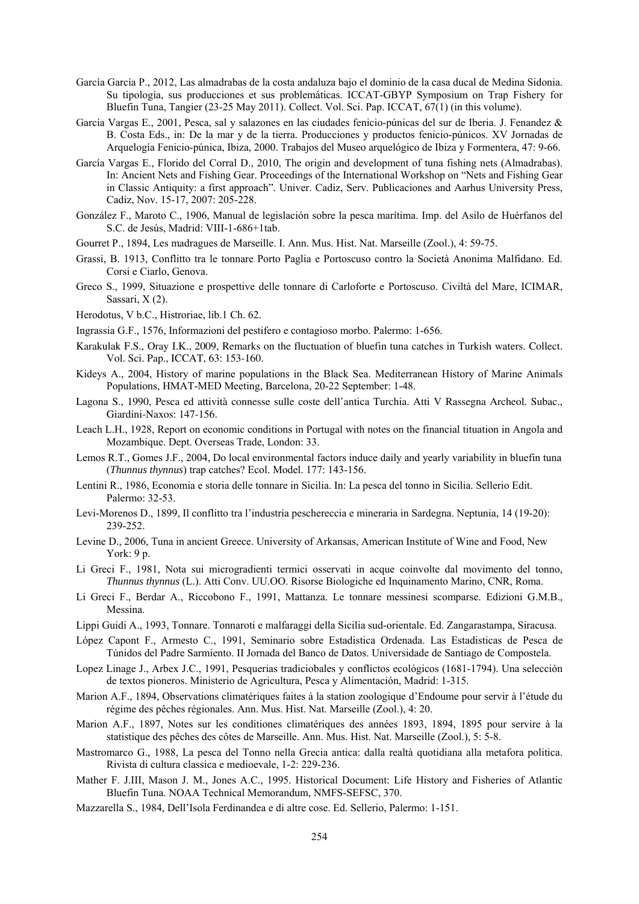García García P., 2012, Las almadrabas de la costa andaluza bajo el dominio de la casa ducal de Medina Sidonia. Su tipología, sus producciones et sus problemáticas. ICCAT-GBYP Symposium on Trap Fishery for Bluefin Tuna, Tangier (23-25 May 2011). Collect. Vol. Sci. Pap. ICCAT, 67(1) (in this volume).

García Vargas E., 2001, Pesca, sal y salazones en las ciudades fenicio-púnicas del sur de Iberia. J. Fenandez & B. Costa Eds., in: De la mar y de la tierra. Producciones y productos fenicio-púnicos. XV Jornadas de Arquelogía Fenicio-púnica, Ibiza, 2000. Trabajos del Museo arquelógico de Ibiza y Formentera, 47: 9-66.

García Vargas E., Florido del Corral D., 2010, The origin and development of tuna fishing nets (Almadrabas). In: Ancient Nets and Fishing Gear. Proceedings of the International Workshop on "Nets and Fishing Gear in Classic Antiquity: a first approach". Univer. Cadiz, Serv. Publicaciones and Aarhus University Press, Cadiz, Nov. 15-17, 2007: 205-228.

González F., Maroto C., 1906, Manual de legislación sobre la pesca marítima. Imp. del Asilo de Huérfanos del S.C. de Jesús, Madrid: VIII-1-686+1tab.

Gourret P., 1894, Les madragues de Marseille. I. Ann. Mus. Hist. Nat. Marseille (Zool.), 4: 59-75.

Grassi, B. 1913, Conflitto tra le tonnare Porto Paglia e Portoscuso contro la Società Anonima Malfidano. Ed. Corsi e Ciarlo, Genova.

Greco S., 1999, Situazione e prospettive delle tonnare di Carloforte e Portoscuso. Civiltà del Mare, ICIMAR, Sassari, X (2).

Herodotus, V b.C., Histroriae, lib.1 Ch. 62.

Ingrassia G.F., 1576, Informazioni del pestifero e contagioso morbo. Palermo: 1-656.

Karakulak F.S., Oray I.K., 2009, Remarks on the fluctuation of bluefin tuna catches in Turkish waters. Collect. Vol. Sci. Pap., ICCAT, 63: 153-160.

Kideys A., 2004, History of marine populations in the Black Sea. Mediterranean History of Marine Animals Populations, HMAT-MED Meeting, Barcelona, 20-22 September: 1-48.

Lagona S., 1990, Pesca ed attività connesse sulle coste dell'antica Turchia. Atti V Rassegna Archeol. Subac., Giardini-Naxos: 147-156.

Leach L.H., 1928, Report on economic conditions in Portugal with notes on the financial tituation in Angola and Mozambique. Dept. Overseas Trade, London: 33.

Lemos R.T., Gomes J.F., 2004, Do local environmental factors induce daily and yearly variability in bluefin tuna (*Thunnus thynnus*) trap catches? Ecol. Model. 177: 143-156.

Lentini R., 1986, Economia e storia delle tonnare in Sicilia. In: La pesca del tonno in Sicilia. Sellerio Edit. Palermo: 32-53.

Levi-Morenos D., 1899, Il conflitto tra l'industria peschereccia e mineraria in Sardegna. Neptunia, 14 (19-20): 239-252.

Levine D., 2006, Tuna in ancient Greece. University of Arkansas, American Institute of Wine and Food, New York: 9 p.

Li Greci F., 1981, Nota sui microgradienti termici osservati in acque coinvolte dal movimento del tonno, *Thunnus thynnus* (L.). Atti Conv. UU.OO. Risorse Biologiche ed Inquinamento Marino, CNR, Roma.

Li Greci F., Berdar A., Riccobono F., 1991, Mattanza. Le tonnare messinesi scomparse. Edizioni G.M.B., Messina.

Lippi Guidi A., 1993, Tonnare. Tonnaroti e malfaraggi della Sicilia sud-orientale. Ed. Zangarastampa, Siracusa.

López Capont F., Armesto C., 1991, Seminario sobre Estadistica Ordenada. Las Estadisticas de Pesca de Túnidos del Padre Sarmiento. II Jornada del Banco de Datos. Universidade de Santiago de Compostela.

Lopez Linage J., Arbex J.C., 1991, Pesquerias tradiciobales y conflictos ecológicos (1681-1794). Una selección de textos pioneros. Ministerio de Agricultura, Pesca y Alimentación, Madrid: 1-315.

Marion A.F., 1894, Observations climatériques faites à la station zoologique d'Endoume pour servir à l'étude du régime des pêches régionales. Ann. Mus. Hist. Nat. Marseille (Zool.), 4: 20.

Marion A.F., 1897, Notes sur les conditiones climatériques des années 1893, 1894, 1895 pour servire à la statistique des pêches des côtes de Marseille. Ann. Mus. Hist. Nat. Marseille (Zool.), 5: 5-8.

Mastromarco G., 1988, La pesca del Tonno nella Grecia antica: dalla realtà quotidiana alla metafora politica. Rivista di cultura classica e medioevale, 1-2: 229-236.

Mather F. J.III, Mason J. M., Jones A.C., 1995. Historical Document: Life History and Fisheries of Atlantic Bluefin Tuna. NOAA Technical Memorandum, NMFS-SEFSC, 370.

Mazzarella S., 1984, Dell'Isola Ferdinandea e di altre cose. Ed. Sellerio, Palermo: 1-151.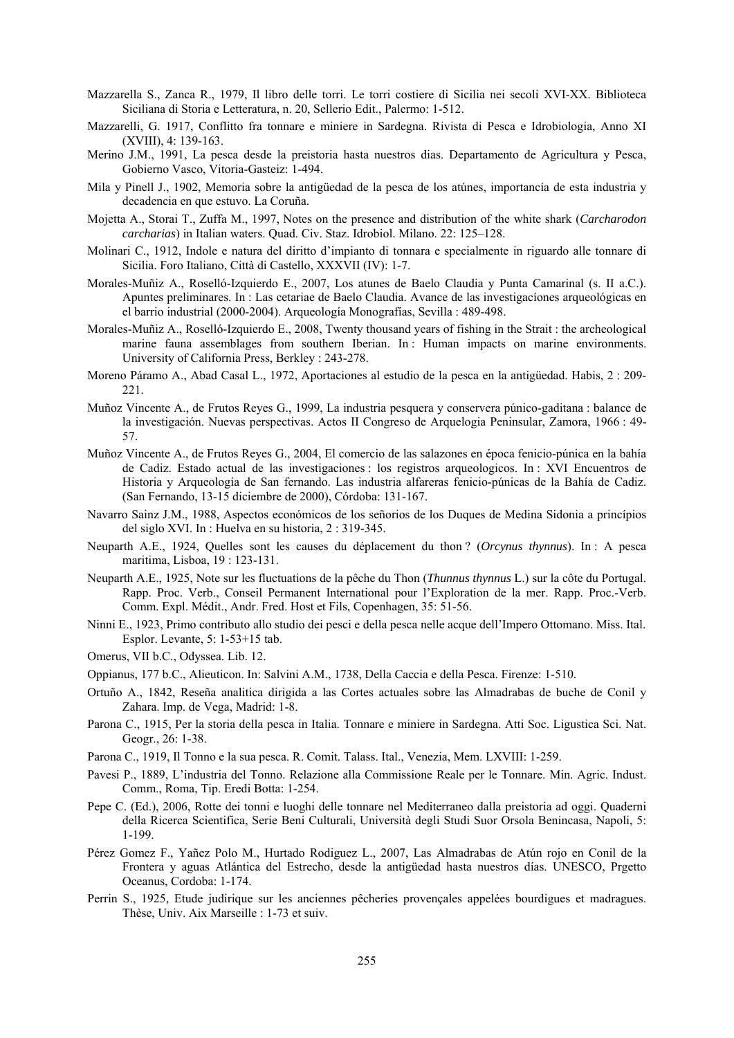Mazzarella S., Zanca R., 1979, Il libro delle torri. Le torri costiere di Sicilia nei secoli XVI-XX. Biblioteca Siciliana di Storia e Letteratura, n. 20, Sellerio Edit., Palermo: 1-512.

Mazzarelli, G. 1917, Conflitto fra tonnare e miniere in Sardegna. Rivista di Pesca e Idrobiologia, Anno XI (XVIII), 4: 139-163.

Merino J.M., 1991, La pesca desde la preistoria hasta nuestros dias. Departamento de Agricultura y Pesca, Gobierno Vasco, Vitoria-Gasteiz: 1-494.

Mila y Pinell J., 1902, Memoria sobre la antigüedad de la pesca de los atúnes, importancía de esta industria y decadencia en que estuvo. La Coruña.

Mojetta A., Storai T., Zuffa M., 1997, Notes on the presence and distribution of the white shark (*Carcharodon carcharias*) in Italian waters. Quad. Civ. Staz. Idrobiol. Milano. 22: 125–128.

Molinari C., 1912, Indole e natura del diritto d'impianto di tonnara e specialmente in riguardo alle tonnare di Sicilia. Foro Italiano, Città di Castello, XXXVII (IV): 1-7.

Morales-Muñiz A., Roselló-Izquierdo E., 2007, Los atunes de Baelo Claudia y Punta Camarinal (s. II a.C.). Apuntes preliminares. In : Las cetariae de Baelo Claudia. Avance de las investigacíones arqueológicas en el barrio industrial (2000-2004). Arqueología Monografías, Sevilla : 489-498.

Morales-Muñiz A., Roselló-Izquierdo E., 2008, Twenty thousand years of fishing in the Strait : the archeological marine fauna assemblages from southern Iberian. In : Human impacts on marine environments. University of California Press, Berkley : 243-278.

Moreno Páramo A., Abad Casal L., 1972, Aportaciones al estudio de la pesca en la antigüedad. Habis, 2 : 209-221.

Muñoz Vincente A., de Frutos Reyes G., 1999, La industria pesquera y conservera púnico-gaditana : balance de la investigación. Nuevas perspectivas. Actos II Congreso de Arquelogia Peninsular, Zamora, 1966 : 49-57.

Muñoz Vincente A., de Frutos Reyes G., 2004, El comercio de las salazones en época fenicio-púnica en la bahía de Cadiz. Estado actual de las investigaciones : los registros arqueologicos. In : XVI Encuentros de Historia y Arqueología de San fernando. Las industria alfareras fenicio-púnicas de la Bahía de Cadiz. (San Fernando, 13-15 diciembre de 2000), Córdoba: 131-167.

Navarro Sainz J.M., 1988, Aspectos económicos de los señorios de los Duques de Medina Sidonia a princípios del siglo XVI. In : Huelva en su historia, 2 : 319-345.

Neuparth A.E., 1924, Quelles sont les causes du déplacement du thon ? (*Orcynus thynnus*). In : A pesca maritima, Lisboa, 19 : 123-131.

Neuparth A.E., 1925, Note sur les fluctuations de la pêche du Thon (*Thunnus thynnus* L.) sur la côte du Portugal. Rapp. Proc. Verb., Conseil Permanent International pour l'Exploration de la mer. Rapp. Proc.-Verb. Comm. Expl. Médit., Andr. Fred. Host et Fils, Copenhagen, 35: 51-56.

Ninni E., 1923, Primo contributo allo studio dei pesci e della pesca nelle acque dell'Impero Ottomano. Miss. Ital. Esplor. Levante, 5: 1-53+15 tab.

Omerus, VII b.C., Odyssea. Lib. 12.

Oppianus, 177 b.C., Alieuticon. In: Salvini A.M., 1738, Della Caccia e della Pesca. Firenze: 1-510.

Ortuño A., 1842, Reseña analitica dirigida a las Cortes actuales sobre las Almadrabas de buche de Conil y Zahara. Imp. de Vega, Madrid: 1-8.

Parona C., 1915, Per la storia della pesca in Italia. Tonnare e miniere in Sardegna. Atti Soc. Ligustica Sci. Nat. Geogr., 26: 1-38.

Parona C., 1919, Il Tonno e la sua pesca. R. Comit. Talass. Ital., Venezia, Mem. LXVIII: 1-259.

Pavesi P., 1889, L'industria del Tonno. Relazione alla Commissione Reale per le Tonnare. Min. Agric. Indust. Comm., Roma, Tip. Eredi Botta: 1-254.

Pepe C. (Ed.), 2006, Rotte dei tonni e luoghi delle tonnare nel Mediterraneo dalla preistoria ad oggi. Quaderni della Ricerca Scientifica, Serie Beni Culturali, Università degli Studi Suor Orsola Benincasa, Napoli, 5: 1-199.

Pérez Gomez F., Yañez Polo M., Hurtado Rodiguez L., 2007, Las Almadrabas de Atún rojo en Conil de la Frontera y aguas Atlántica del Estrecho, desde la antigüedad hasta nuestros días. UNESCO, Prgetto Oceanus, Cordoba: 1-174.

Perrin S., 1925, Etude judirique sur les anciennes pêcheries provençales appelées bourdigues et madragues. Thèse, Univ. Aix Marseille : 1-73 et suiv.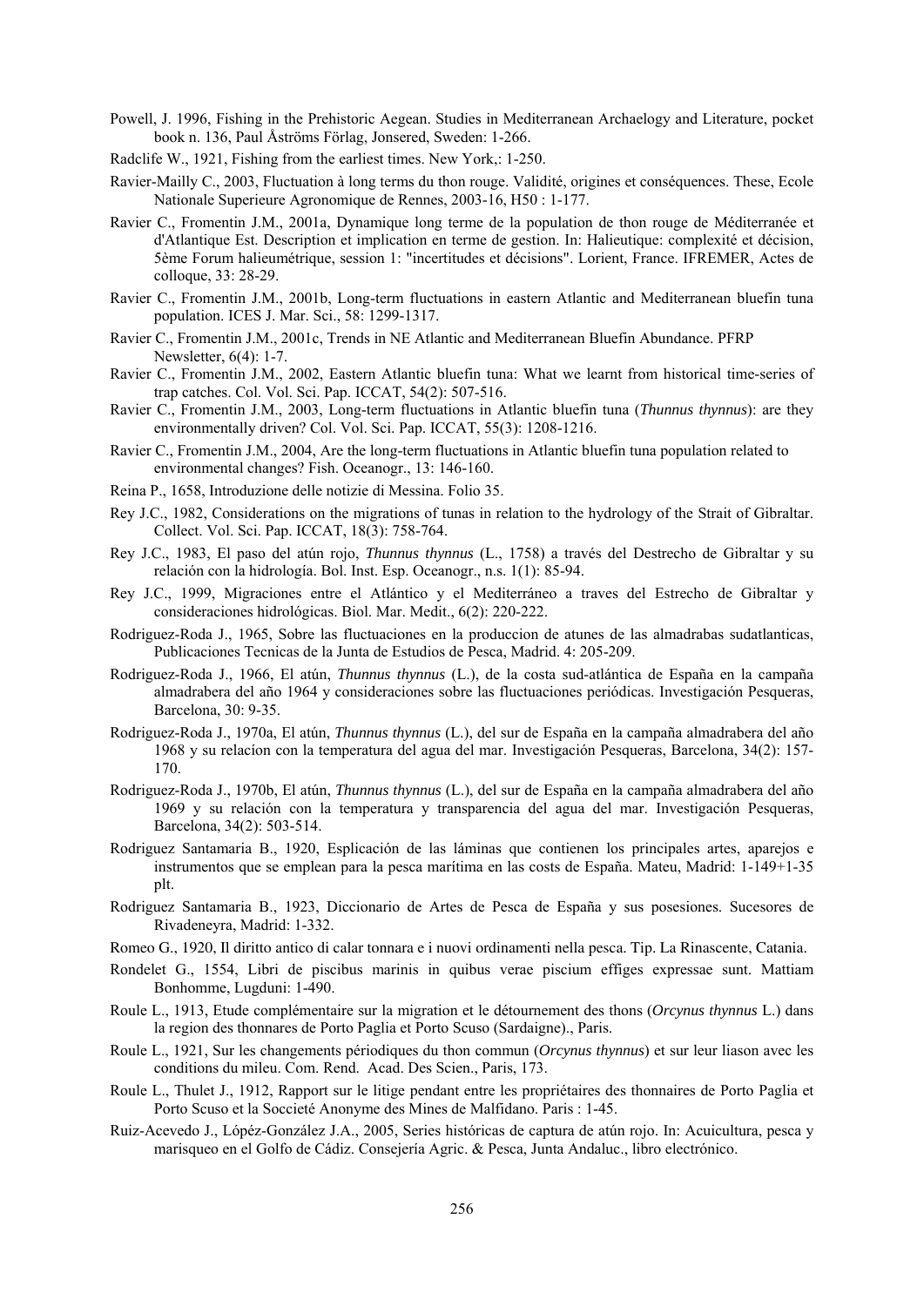Powell, J. 1996, Fishing in the Prehistoric Aegean. Studies in Mediterranean Archaelogy and Literature, pocket book n. 136, Paul Åströms Förlag, Jonsered, Sweden: 1-266.

Radclife W., 1921, Fishing from the earliest times. New York,: 1-250.

Ravier-Mailly C., 2003, Fluctuation à long terms du thon rouge. Validité, origines et conséquences. These, Ecole Nationale Superieure Agronomique de Rennes, 2003-16, H50 : 1-177.

Ravier C., Fromentin J.M., 2001a, Dynamique long terme de la population de thon rouge de Méditerranée et d'Atlantique Est. Description et implication en terme de gestion. In: Halieutique: complexité et décision, 5ème Forum halieumétrique, session 1: "incertitudes et décisions". Lorient, France. IFREMER, Actes de colloque, 33: 28-29.

Ravier C., Fromentin J.M., 2001b, Long-term fluctuations in eastern Atlantic and Mediterranean bluefin tuna population. ICES J. Mar. Sci., 58: 1299-1317.

Ravier C., Fromentin J.M., 2001c, Trends in NE Atlantic and Mediterranean Bluefin Abundance. PFRP Newsletter, 6(4): 1-7.

Ravier C., Fromentin J.M., 2002, Eastern Atlantic bluefin tuna: What we learnt from historical time-series of trap catches. Col. Vol. Sci. Pap. ICCAT, 54(2): 507-516.

Ravier C., Fromentin J.M., 2003, Long-term fluctuations in Atlantic bluefin tuna (*Thunnus thynnus*): are they environmentally driven? Col. Vol. Sci. Pap. ICCAT, 55(3): 1208-1216.

Ravier C., Fromentin J.M., 2004, Are the long-term fluctuations in Atlantic bluefin tuna population related to environmental changes? Fish. Oceanogr., 13: 146-160.

Reina P., 1658, Introduzione delle notizie di Messina. Folio 35.

Rey J.C., 1982, Considerations on the migrations of tunas in relation to the hydrology of the Strait of Gibraltar. Collect. Vol. Sci. Pap. ICCAT, 18(3): 758-764.

Rey J.C., 1983, El paso del atún rojo, *Thunnus thynnus* (L., 1758) a través del Destrecho de Gibraltar y su relación con la hidrología. Bol. Inst. Esp. Oceanogr., n.s. 1(1): 85-94.

Rey J.C., 1999, Migraciones entre el Atlántico y el Mediterráneo a traves del Estrecho de Gibraltar y consideraciones hidrológicas. Biol. Mar. Medit., 6(2): 220-222.

Rodriguez-Roda J., 1965, Sobre las fluctuaciones en la produccion de atunes de las almadrabas sudatlanticas, Publicaciones Tecnicas de la Junta de Estudios de Pesca, Madrid. 4: 205-209.

Rodriguez-Roda J., 1966, El atún, *Thunnus thynnus* (L.), de la costa sud-atlántica de España en la campaña almadrabera del año 1964 y consideraciones sobre las fluctuaciones periódicas. Investigación Pesqueras, Barcelona, 30: 9-35.

Rodriguez-Roda J., 1970a, El atún, *Thunnus thynnus* (L.), del sur de España en la campaña almadrabera del año 1968 y su relacíon con la temperatura del agua del mar. Investigación Pesqueras, Barcelona, 34(2): 157-170.

Rodriguez-Roda J., 1970b, El atún, *Thunnus thynnus* (L.), del sur de España en la campaña almadrabera del año 1969 y su relación con la temperatura y transparencia del agua del mar. Investigación Pesqueras, Barcelona, 34(2): 503-514.

Rodriguez Santamaria B., 1920, Esplicación de las láminas que contienen los principales artes, aparejos e instrumentos que se emplean para la pesca marítima en las costs de España. Mateu, Madrid: 1-149+1-35 plt.

Rodriguez Santamaria B., 1923, Diccionario de Artes de Pesca de España y sus posesiones. Sucesores de Rivadeneyra, Madrid: 1-332.

Romeo G., 1920, Il diritto antico di calar tonnara e i nuovi ordinamenti nella pesca. Tip. La Rinascente, Catania.

Rondelet G., 1554, Libri de piscibus marinis in quibus verae piscium effiges expressae sunt. Mattiam Bonhomme, Lugduni: 1-490.

Roule L., 1913, Etude complémentaire sur la migration et le détournement des thons (*Orcynus thynnus* L.) dans la region des thonnares de Porto Paglia et Porto Scuso (Sardaigne)., Paris.

Roule L., 1921, Sur les changements périodiques du thon commun (*Orcynus thynnus*) et sur leur liason avec les conditions du mileu. Com. Rend. Acad. Des Scien., Paris, 173.

Roule L., Thulet J., 1912, Rapport sur le litige pendant entre les propriétaires des thonnaires de Porto Paglia et Porto Scuso et la Soccieté Anonyme des Mines de Malfidano. Paris : 1-45.

Ruiz-Acevedo J., Lópéz-González J.A., 2005, Series históricas de captura de atún rojo. In: Acuicultura, pesca y marisqueo en el Golfo de Cádiz. Consejería Agric. & Pesca, Junta Andaluc., libro electrónico.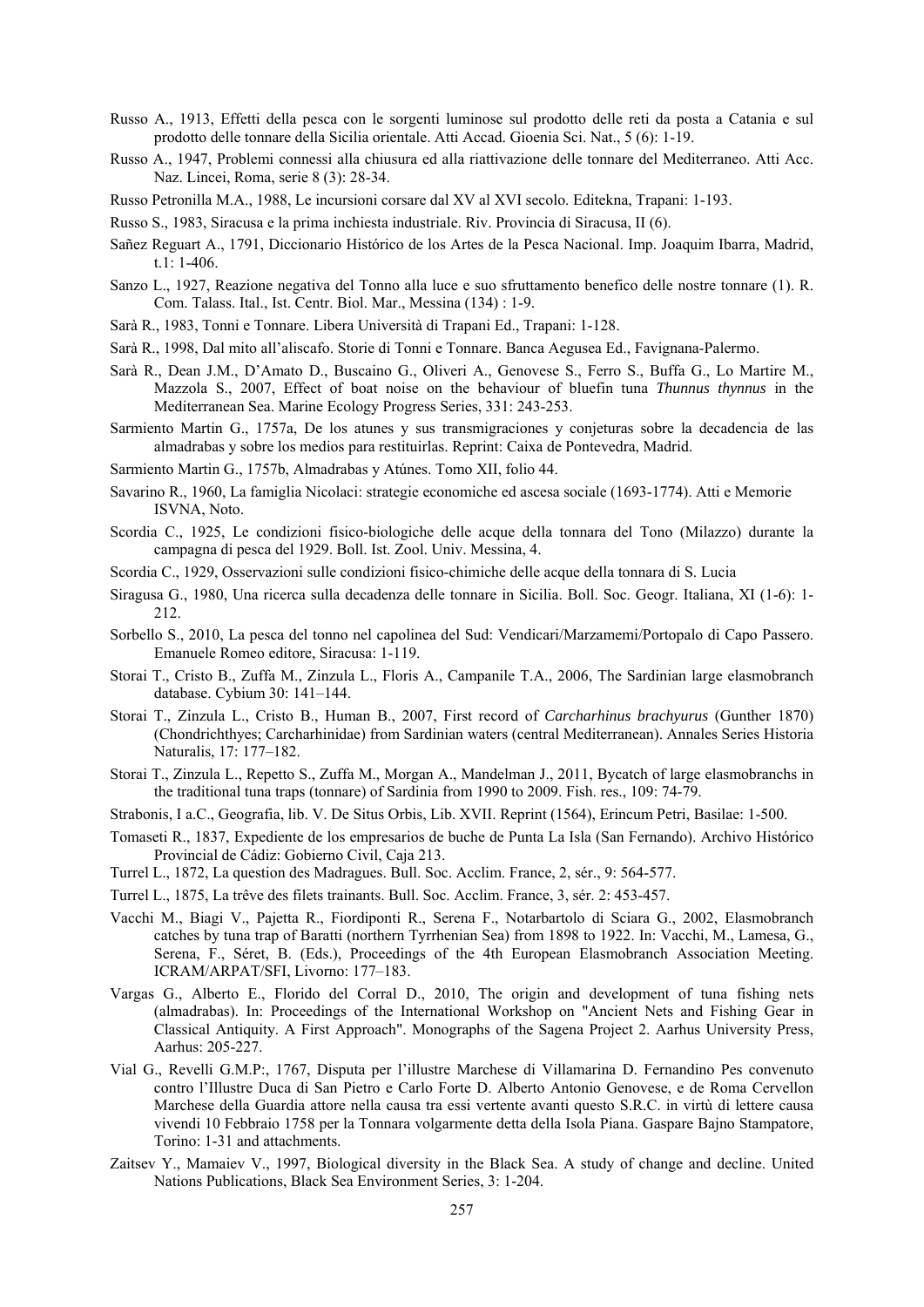Russo A., 1913, Effetti della pesca con le sorgenti luminose sul prodotto delle reti da posta a Catania e sul prodotto delle tonnare della Sicilia orientale. Atti Accad. Gioenia Sci. Nat., 5 (6): 1-19.

Russo A., 1947, Problemi connessi alla chiusura ed alla riattivazione delle tonnare del Mediterraneo. Atti Acc. Naz. Lincei, Roma, serie 8 (3): 28-34.

Russo Petronilla M.A., 1988, Le incursioni corsare dal XV al XVI secolo. Editekna, Trapani: 1-193.

Russo S., 1983, Siracusa e la prima inchiesta industriale. Riv. Provincia di Siracusa, II (6).

Sañez Reguart A., 1791, Diccionario Histórico de los Artes de la Pesca Nacional. Imp. Joaquim Ibarra, Madrid, t.1: 1-406.

Sanzo L., 1927, Reazione negativa del Tonno alla luce e suo sfruttamento benefico delle nostre tonnare (1). R. Com. Talass. Ital., Ist. Centr. Biol. Mar., Messina (134) : 1-9.

Sarà R., 1983, Tonni e Tonnare. Libera Università di Trapani Ed., Trapani: 1-128.

Sarà R., 1998, Dal mito all'aliscafo. Storie di Tonni e Tonnare. Banca Aegusea Ed., Favignana-Palermo.

Sarà R., Dean J.M., D'Amato D., Buscaino G., Oliveri A., Genovese S., Ferro S., Buffa G., Lo Martire M., Mazzola S., 2007, Effect of boat noise on the behaviour of bluefin tuna *Thunnus thynnus* in the Mediterranean Sea. Marine Ecology Progress Series, 331: 243-253.

Sarmiento Martin G., 1757a, De los atunes y sus transmigraciones y conjeturas sobre la decadencia de las almadrabas y sobre los medios para restituirlas. Reprint: Caixa de Pontevedra, Madrid.

Sarmiento Martin G., 1757b, Almadrabas y Atúnes. Tomo XII, folio 44.

Savarino R., 1960, La famiglia Nicolaci: strategie economiche ed ascesa sociale (1693-1774). Atti e Memorie ISVNA, Noto.

Scordia C., 1925, Le condizioni fisico-biologiche delle acque della tonnara del Tono (Milazzo) durante la campagna di pesca del 1929. Boll. Ist. Zool. Univ. Messina, 4.

Scordia C., 1929, Osservazioni sulle condizioni fisico-chimiche delle acque della tonnara di S. Lucia

Siragusa G., 1980, Una ricerca sulla decadenza delle tonnare in Sicilia. Boll. Soc. Geogr. Italiana, XI (1-6): 1-212.

Sorbello S., 2010, La pesca del tonno nel capolinea del Sud: Vendicari/Marzamemi/Portopalo di Capo Passero. Emanuele Romeo editore, Siracusa: 1-119.

Storai T., Cristo B., Zuffa M., Zinzula L., Floris A., Campanile T.A., 2006, The Sardinian large elasmobranch database. Cybium 30: 141–144.

Storai T., Zinzula L., Cristo B., Human B., 2007, First record of *Carcharhinus brachyurus* (Gunther 1870) (Chondrichthyes; Carcharhinidae) from Sardinian waters (central Mediterranean). Annales Series Historia Naturalis, 17: 177–182.

Storai T., Zinzula L., Repetto S., Zuffa M., Morgan A., Mandelman J., 2011, Bycatch of large elasmobranchs in the traditional tuna traps (tonnare) of Sardinia from 1990 to 2009. Fish. res., 109: 74-79.

Strabonis, I a.C., Geografia, lib. V. De Situs Orbis, Lib. XVII. Reprint (1564), Erincum Petri, Basilae: 1-500.

Tomaseti R., 1837, Expediente de los empresarios de buche de Punta La Isla (San Fernando). Archivo Histórico Provincial de Cádiz: Gobierno Civil, Caja 213.

Turrel L., 1872, La question des Madragues. Bull. Soc. Acclim. France, 2, sér., 9: 564-577.

Turrel L., 1875, La trêve des filets trainants. Bull. Soc. Acclim. France, 3, sér. 2: 453-457.

Vacchi M., Biagi V., Pajetta R., Fiordiponti R., Serena F., Notarbartolo di Sciara G., 2002, Elasmobranch catches by tuna trap of Baratti (northern Tyrrhenian Sea) from 1898 to 1922. In: Vacchi, M., Lamesa, G., Serena, F., Séret, B. (Eds.), Proceedings of the 4th European Elasmobranch Association Meeting. ICRAM/ARPAT/SFI, Livorno: 177–183.

Vargas G., Alberto E., Florido del Corral D., 2010, The origin and development of tuna fishing nets (almadrabas). In: Proceedings of the International Workshop on "Ancient Nets and Fishing Gear in Classical Antiquity. A First Approach". Monographs of the Sagena Project 2. Aarhus University Press, Aarhus: 205-227.

Vial G., Revelli G.M.P:, 1767, Disputa per l'illustre Marchese di Villamarina D. Fernandino Pes convenuto contro l'Illustre Duca di San Pietro e Carlo Forte D. Alberto Antonio Genovese, e de Roma Cervellon Marchese della Guardia attore nella causa tra essi vertente avanti questo S.R.C. in virtù di lettere causa vivendi 10 Febbraio 1758 per la Tonnara volgarmente detta della Isola Piana. Gaspare Bajno Stampatore, Torino: 1-31 and attachments.

Zaitsev Y., Mamaiev V., 1997, Biological diversity in the Black Sea. A study of change and decline. United Nations Publications, Black Sea Environment Series, 3: 1-204.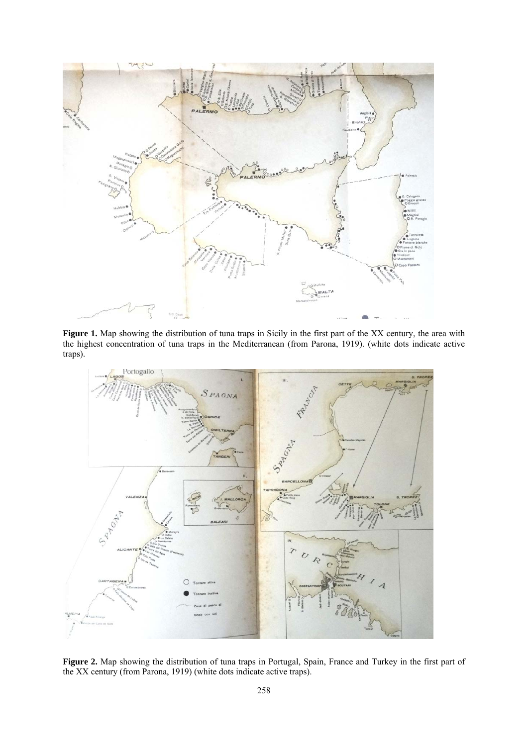**Figure 1.** Map showing the distribution of tuna traps in Sicily in the first part of the XX century, the area with the highest concentration of tuna traps in the Mediterranean (from Parona, 1919). (white dots indicate active traps).

**Figure 2.** Map showing the distribution of tuna traps in Portugal, Spain, France and Turkey in the first part of the XX century (from Parona, 1919) (white dots indicate active traps).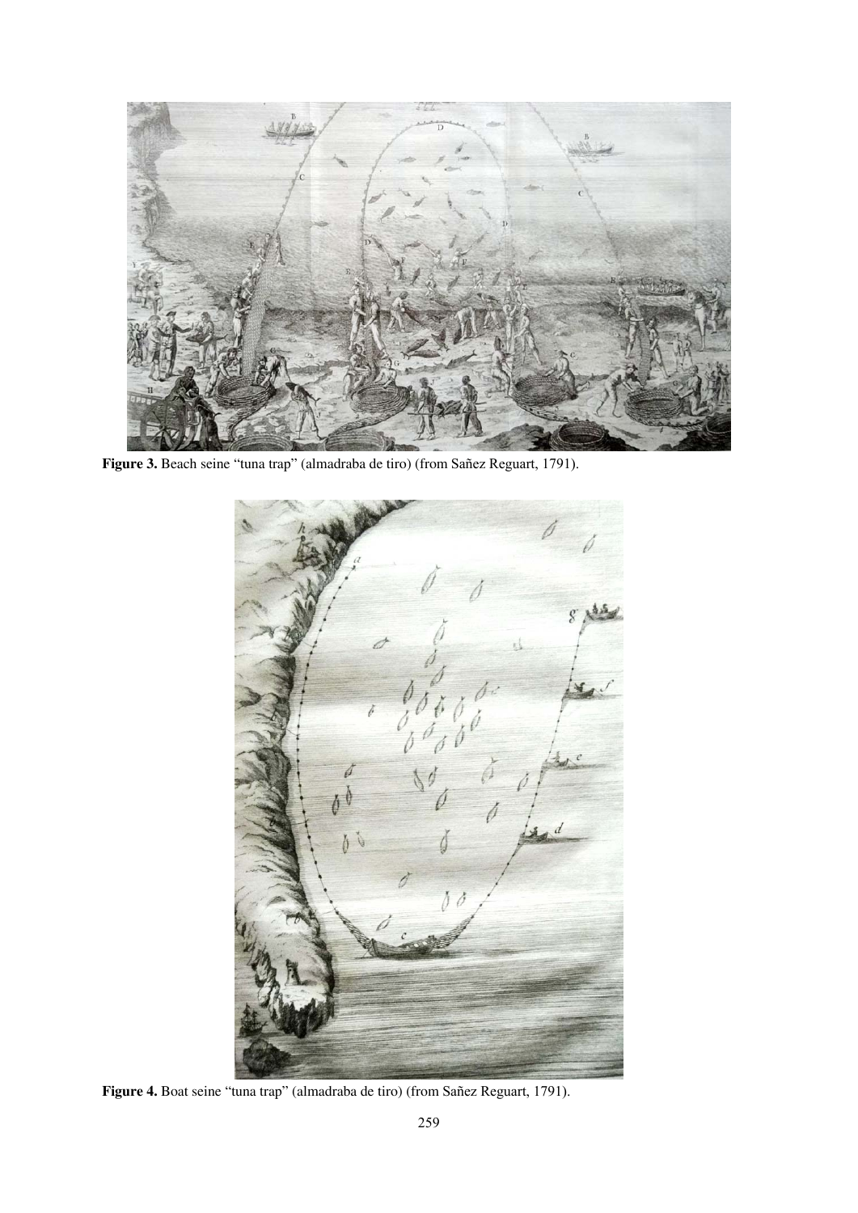**Figure 3.** Beach seine “tuna trap” (almadraba de tiro) (from Sañez Reguart, 1791).

**Figure 4.** Boat seine “tuna trap” (almadraba de tiro) (from Sañez Reguart, 1791).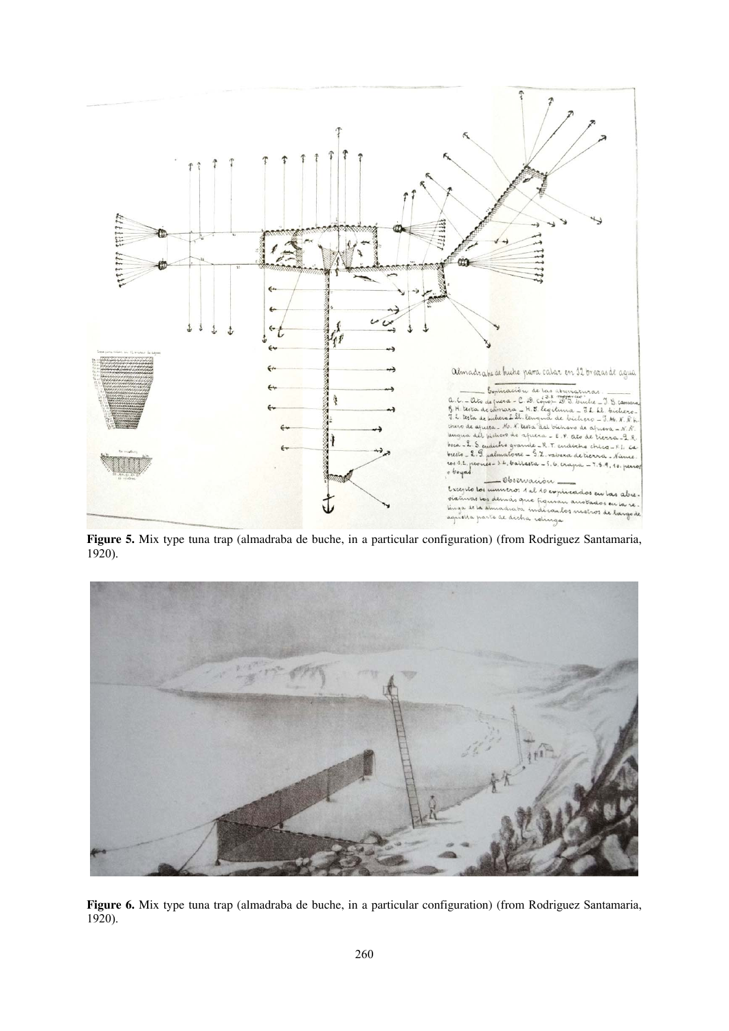**Figure 5.** Mix type tuna trap (almadraba de buche, in a particular configuration) (from Rodriguez Santamaria, 1920).

**Figure 6.** Mix type tuna trap (almadraba de buche, in a particular configuration) (from Rodriguez Santamaria, 1920).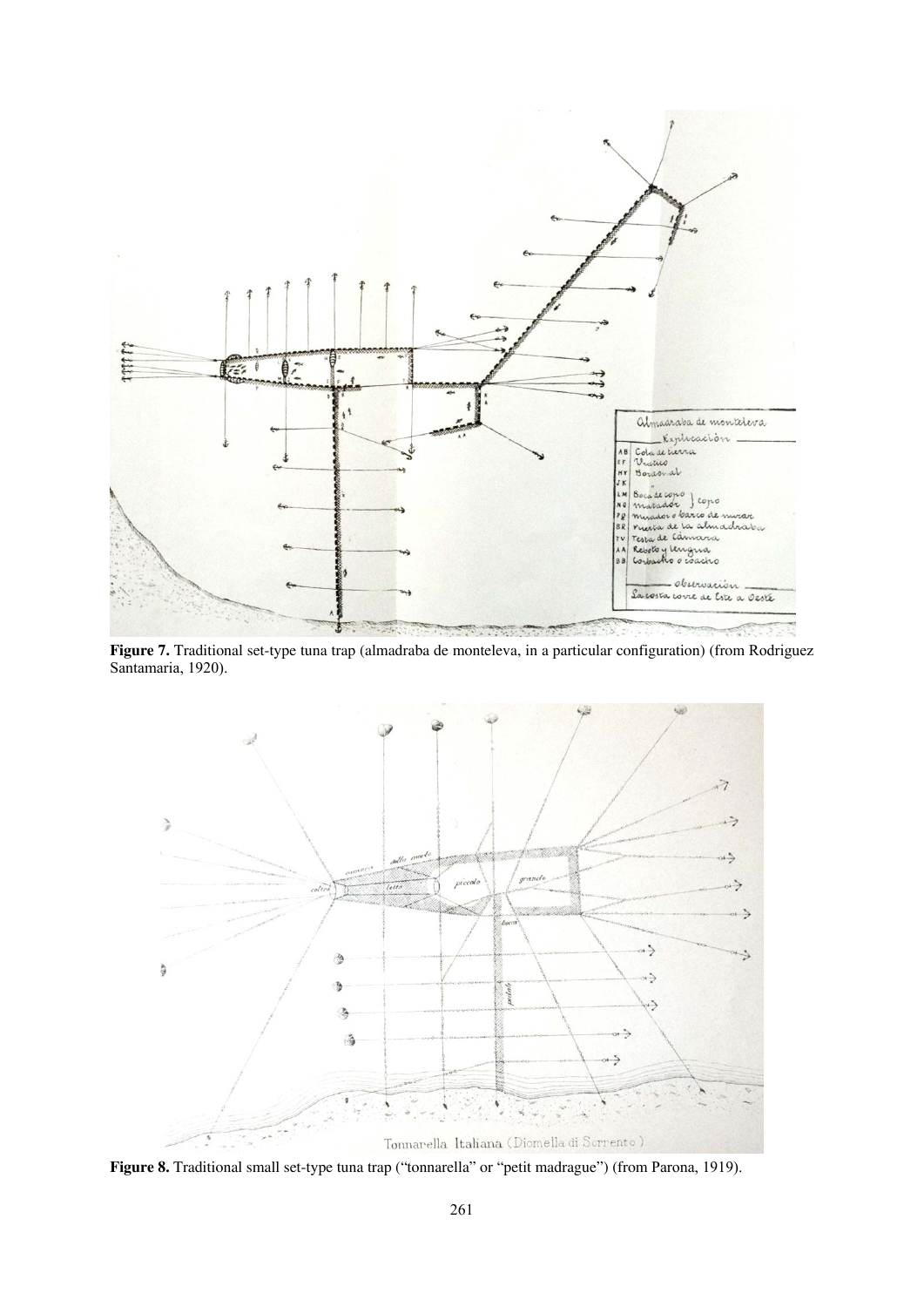**Figure 7.** Traditional set-type tuna trap (almadraba de monteleva, in a particular configuration) (from Rodriguez Santamaria, 1920).

**Figure 8.** Traditional small set-type tuna trap ("tonnarella" or "petit madrague") (from Parona, 1919).